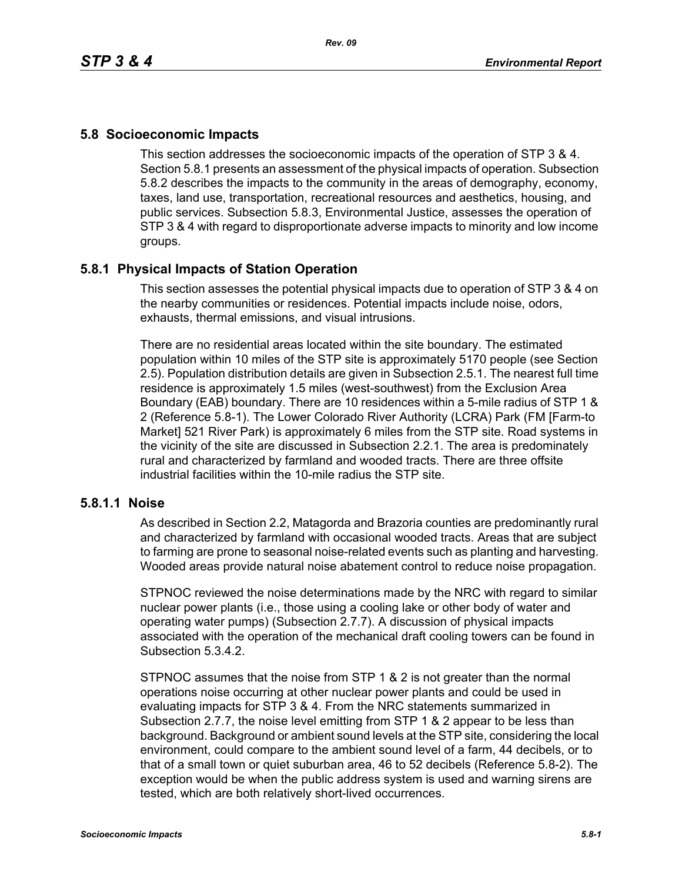## 5.8 Socioeconomic Impacts

This section addresses the socioeconomic impacts of the operation of STP 3 & 4. Section 5.8.1 presents an assessment of the physical impacts of operation. Subsection 5.8.2 describes the impacts to the community in the areas of demography, economy, taxes, land use, transportation, recreational resources and aesthetics, housing, and public services. Subsection 5.8.3, Environmental Justice, assesses the operation of STP 3 & 4 with regard to disproportionate adverse impacts to minority and low income groups.

### 5.8.1 Physical Impacts of Station Operation

This section assesses the potential physical impacts due to operation of STP 3 & 4 on the nearby communities or residences. Potential impacts include noise, odors, exhausts, thermal emissions, and visual intrusions.

There are no residential areas located within the site boundary. The estimated population within 10 miles of the STP site is approximately 5170 people (see Section 2.5). Population distribution details are given in Subsection 2.5.1. The nearest full time residence is approximately 1.5 miles (west-southwest) from the Exclusion Area Boundary (EAB) boundary. There are 10 residences within a 5-mile radius of STP 1 & 2 (Reference 5.8-1). The Lower Colorado River Authority (LCRA) Park (FM [Farm-to Market] 521 River Park) is approximately 6 miles from the STP site. Road systems in the vicinity of the site are discussed in Subsection 2.2.1. The area is predominately rural and characterized by farmland and wooded tracts. There are three offsite industrial facilities within the 10-mile radius the STP site.

#### 5.8.1.1 Noise

As described in Section 2.2, Matagorda and Brazoria counties are predominantly rural and characterized by farmland with occasional wooded tracts. Areas that are subject to farming are prone to seasonal noise-related events such as planting and harvesting. Wooded areas provide natural noise abatement control to reduce noise propagation.

STPNOC reviewed the noise determinations made by the NRC with regard to similar nuclear power plants (i.e., those using a cooling lake or other body of water and operating water pumps) (Subsection 2.7.7). A discussion of physical impacts associated with the operation of the mechanical draft cooling towers can be found in Subsection 5.3.4.2.

STPNOC assumes that the noise from STP 1 & 2 is not greater than the normal operations noise occurring at other nuclear power plants and could be used in evaluating impacts for STP 3 & 4. From the NRC statements summarized in Subsection 2.7.7, the noise level emitting from STP 1 & 2 appear to be less than background. Background or ambient sound levels at the STP site, considering the local environment, could compare to the ambient sound level of a farm, 44 decibels, or to that of a small town or quiet suburban area, 46 to 52 decibels (Reference 5.8-2). The exception would be when the public address system is used and warning sirens are tested, which are both relatively short-lived occurrences.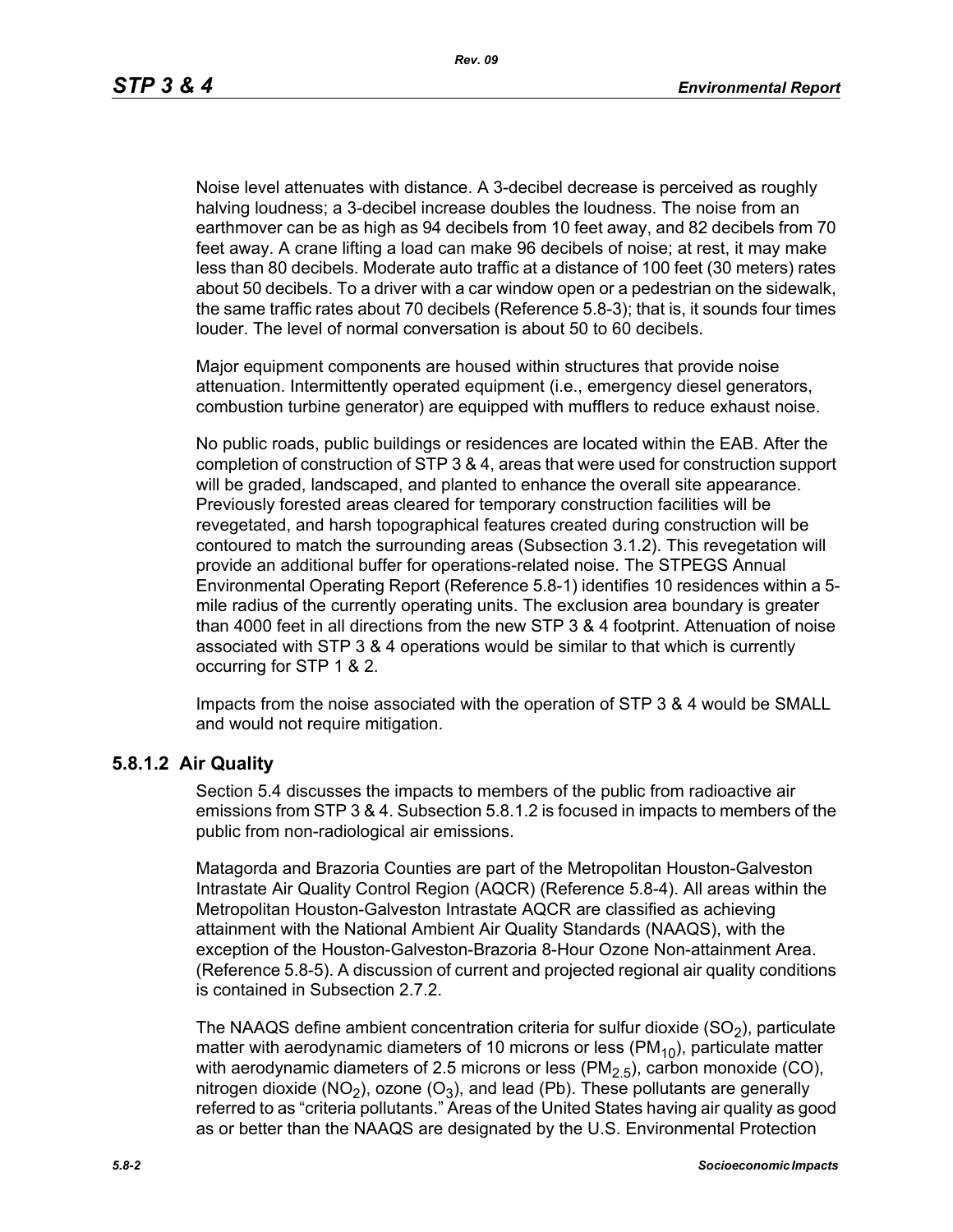Noise level attenuates with distance. A 3-decibel decrease is perceived as roughly halving loudness; a 3-decibel increase doubles the loudness. The noise from an earthmover can be as high as 94 decibels from 10 feet away, and 82 decibels from 70 feet away. A crane lifting a load can make 96 decibels of noise; at rest, it may make less than 80 decibels. Moderate auto traffic at a distance of 100 feet (30 meters) rates about 50 decibels. To a driver with a car window open or a pedestrian on the sidewalk, the same traffic rates about 70 decibels (Reference 5.8-3); that is, it sounds four times louder. The level of normal conversation is about 50 to 60 decibels.

Major equipment components are housed within structures that provide noise attenuation. Intermittently operated equipment (i.e., emergency diesel generators, combustion turbine generator) are equipped with mufflers to reduce exhaust noise.

No public roads, public buildings or residences are located within the EAB. After the completion of construction of STP 3 & 4, areas that were used for construction support will be graded, landscaped, and planted to enhance the overall site appearance. Previously forested areas cleared for temporary construction facilities will be revegetated, and harsh topographical features created during construction will be contoured to match the surrounding areas (Subsection 3.1.2). This revegetation will provide an additional buffer for operations-related noise. The STPEGS Annual Environmental Operating Report (Reference 5.8-1) identifies 10 residences within a 5-mile radius of the currently operating units. The exclusion area boundary is greater than 4000 feet in all directions from the new STP 3 & 4 footprint. Attenuation of noise associated with STP 3 & 4 operations would be similar to that which is currently occurring for STP 1 & 2.

Impacts from the noise associated with the operation of STP 3 & 4 would be SMALL and would not require mitigation.

### 5.8.1.2 Air Quality

Section 5.4 discusses the impacts to members of the public from radioactive air emissions from STP 3 & 4. Subsection 5.8.1.2 is focused in impacts to members of the public from non-radiological air emissions.

Matagorda and Brazoria Counties are part of the Metropolitan Houston-Galveston Intrastate Air Quality Control Region (AQCR) (Reference 5.8-4). All areas within the Metropolitan Houston-Galveston Intrastate AQCR are classified as achieving attainment with the National Ambient Air Quality Standards (NAAQS), with the exception of the Houston-Galveston-Brazoria 8-Hour Ozone Non-attainment Area. (Reference 5.8-5). A discussion of current and projected regional air quality conditions is contained in Subsection 2.7.2.

The NAAQS define ambient concentration criteria for sulfur dioxide ($SO_2$), particulate matter with aerodynamic diameters of 10 microns or less ($PM_{10}$), particulate matter with aerodynamic diameters of 2.5 microns or less ($PM_{2.5}$), carbon monoxide (CO), nitrogen dioxide ($NO_2$), ozone ($O_3$), and lead (Pb). These pollutants are generally referred to as "criteria pollutants." Areas of the United States having air quality as good as or better than the NAAQS are designated by the U.S. Environmental Protection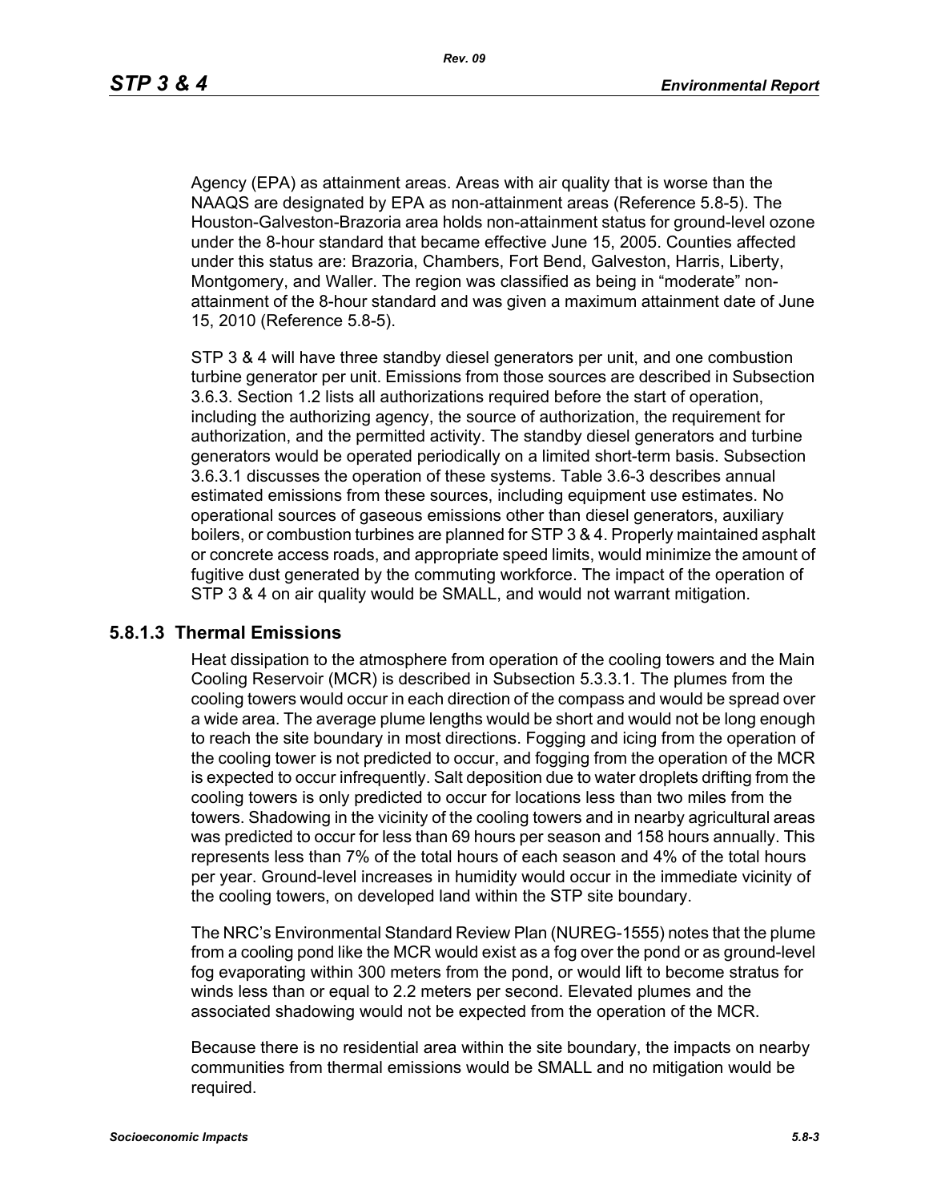Agency (EPA) as attainment areas. Areas with air quality that is worse than the NAAQS are designated by EPA as non-attainment areas (Reference 5.8-5). The Houston-Galveston-Brazoria area holds non-attainment status for ground-level ozone under the 8-hour standard that became effective June 15, 2005. Counties affected under this status are: Brazoria, Chambers, Fort Bend, Galveston, Harris, Liberty, Montgomery, and Waller. The region was classified as being in "moderate" non-attainment of the 8-hour standard and was given a maximum attainment date of June 15, 2010 (Reference 5.8-5).

STP 3 & 4 will have three standby diesel generators per unit, and one combustion turbine generator per unit. Emissions from those sources are described in Subsection 3.6.3. Section 1.2 lists all authorizations required before the start of operation, including the authorizing agency, the source of authorization, the requirement for authorization, and the permitted activity. The standby diesel generators and turbine generators would be operated periodically on a limited short-term basis. Subsection 3.6.3.1 discusses the operation of these systems. Table 3.6-3 describes annual estimated emissions from these sources, including equipment use estimates. No operational sources of gaseous emissions other than diesel generators, auxiliary boilers, or combustion turbines are planned for STP 3 & 4. Properly maintained asphalt or concrete access roads, and appropriate speed limits, would minimize the amount of fugitive dust generated by the commuting workforce. The impact of the operation of STP 3 & 4 on air quality would be SMALL, and would not warrant mitigation.

### 5.8.1.3 Thermal Emissions

Heat dissipation to the atmosphere from operation of the cooling towers and the Main Cooling Reservoir (MCR) is described in Subsection 5.3.3.1. The plumes from the cooling towers would occur in each direction of the compass and would be spread over a wide area. The average plume lengths would be short and would not be long enough to reach the site boundary in most directions. Fogging and icing from the operation of the cooling tower is not predicted to occur, and fogging from the operation of the MCR is expected to occur infrequently. Salt deposition due to water droplets drifting from the cooling towers is only predicted to occur for locations less than two miles from the towers. Shadowing in the vicinity of the cooling towers and in nearby agricultural areas was predicted to occur for less than 69 hours per season and 158 hours annually. This represents less than 7% of the total hours of each season and 4% of the total hours per year. Ground-level increases in humidity would occur in the immediate vicinity of the cooling towers, on developed land within the STP site boundary.

The NRC's Environmental Standard Review Plan (NUREG-1555) notes that the plume from a cooling pond like the MCR would exist as a fog over the pond or as ground-level fog evaporating within 300 meters from the pond, or would lift to become stratus for winds less than or equal to 2.2 meters per second. Elevated plumes and the associated shadowing would not be expected from the operation of the MCR.

Because there is no residential area within the site boundary, the impacts on nearby communities from thermal emissions would be SMALL and no mitigation would be required.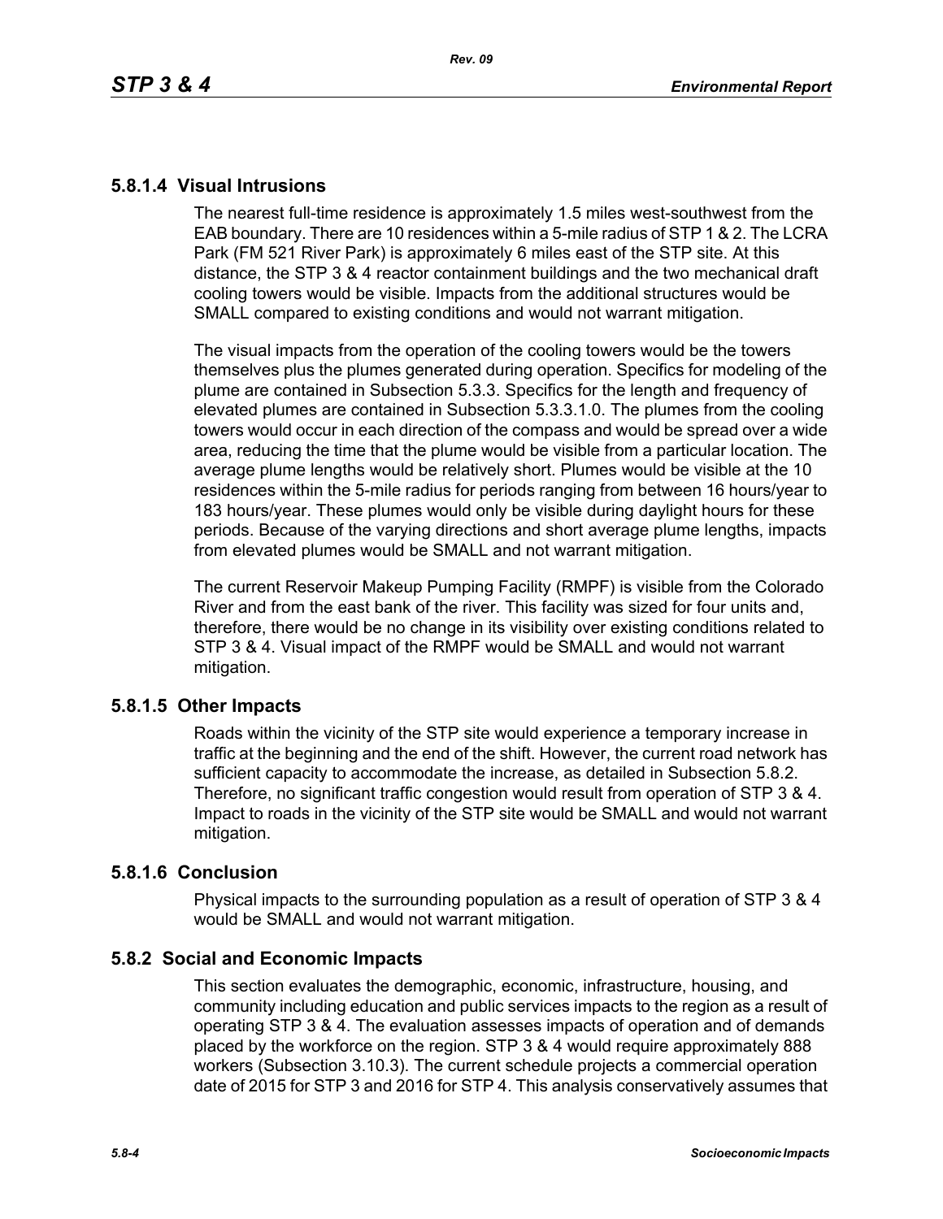### 5.8.1.4 Visual Intrusions

The nearest full-time residence is approximately 1.5 miles west-southwest from the EAB boundary. There are 10 residences within a 5-mile radius of STP 1 & 2. The LCRA Park (FM 521 River Park) is approximately 6 miles east of the STP site. At this distance, the STP 3 & 4 reactor containment buildings and the two mechanical draft cooling towers would be visible. Impacts from the additional structures would be SMALL compared to existing conditions and would not warrant mitigation.

The visual impacts from the operation of the cooling towers would be the towers themselves plus the plumes generated during operation. Specifics for modeling of the plume are contained in Subsection 5.3.3. Specifics for the length and frequency of elevated plumes are contained in Subsection 5.3.3.1.0. The plumes from the cooling towers would occur in each direction of the compass and would be spread over a wide area, reducing the time that the plume would be visible from a particular location. The average plume lengths would be relatively short. Plumes would be visible at the 10 residences within the 5-mile radius for periods ranging from between 16 hours/year to 183 hours/year. These plumes would only be visible during daylight hours for these periods. Because of the varying directions and short average plume lengths, impacts from elevated plumes would be SMALL and not warrant mitigation.

The current Reservoir Makeup Pumping Facility (RMPF) is visible from the Colorado River and from the east bank of the river. This facility was sized for four units and, therefore, there would be no change in its visibility over existing conditions related to STP 3 & 4. Visual impact of the RMPF would be SMALL and would not warrant mitigation.

### 5.8.1.5 Other Impacts

Roads within the vicinity of the STP site would experience a temporary increase in traffic at the beginning and the end of the shift. However, the current road network has sufficient capacity to accommodate the increase, as detailed in Subsection 5.8.2. Therefore, no significant traffic congestion would result from operation of STP 3 & 4. Impact to roads in the vicinity of the STP site would be SMALL and would not warrant mitigation.

### 5.8.1.6 Conclusion

Physical impacts to the surrounding population as a result of operation of STP 3 & 4 would be SMALL and would not warrant mitigation.

## 5.8.2 Social and Economic Impacts

This section evaluates the demographic, economic, infrastructure, housing, and community including education and public services impacts to the region as a result of operating STP 3 & 4. The evaluation assesses impacts of operation and of demands placed by the workforce on the region. STP 3 & 4 would require approximately 888 workers (Subsection 3.10.3). The current schedule projects a commercial operation date of 2015 for STP 3 and 2016 for STP 4. This analysis conservatively assumes that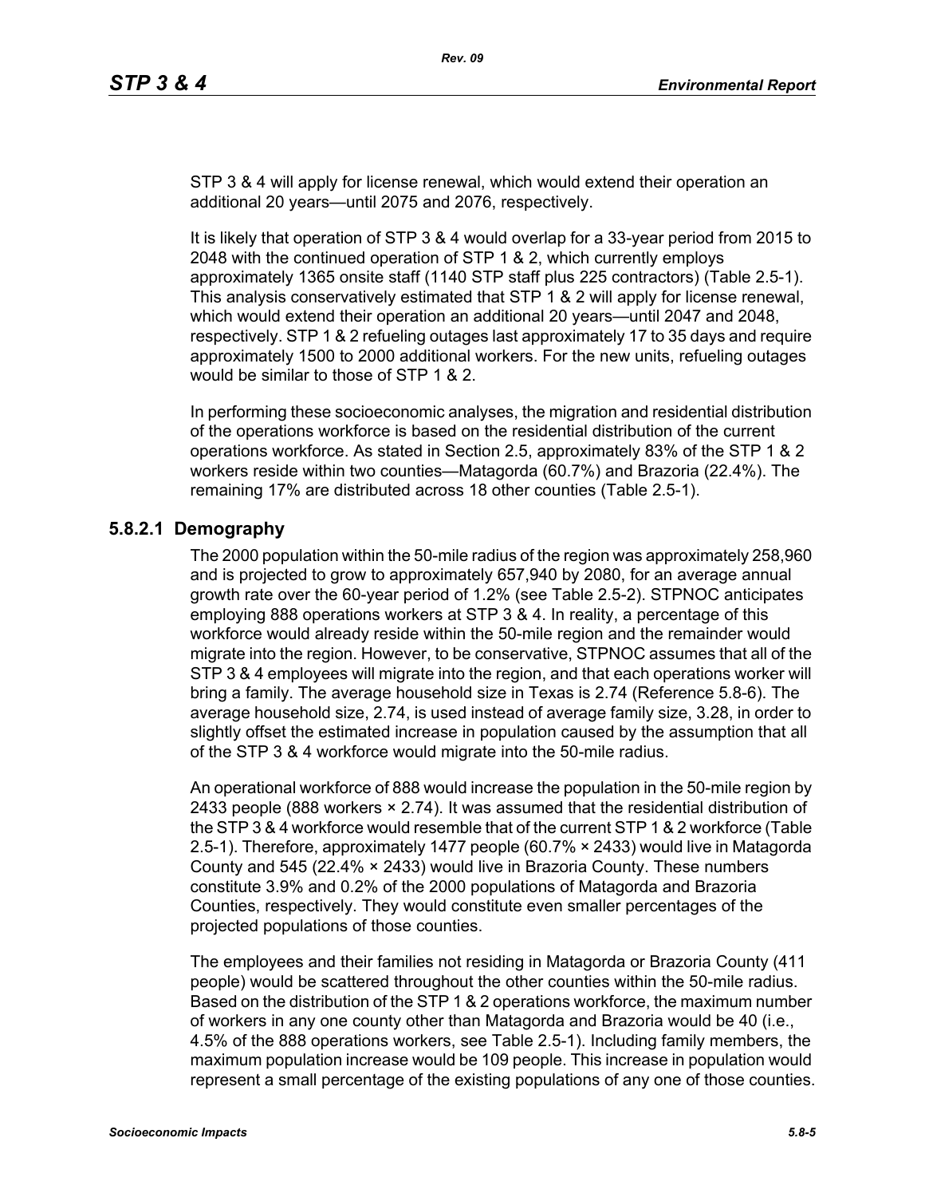STP 3 & 4 will apply for license renewal, which would extend their operation an additional 20 years—until 2075 and 2076, respectively.

It is likely that operation of STP 3 & 4 would overlap for a 33-year period from 2015 to 2048 with the continued operation of STP 1 & 2, which currently employs approximately 1365 onsite staff (1140 STP staff plus 225 contractors) (Table 2.5-1). This analysis conservatively estimated that STP 1 & 2 will apply for license renewal, which would extend their operation an additional 20 years—until 2047 and 2048, respectively. STP 1 & 2 refueling outages last approximately 17 to 35 days and require approximately 1500 to 2000 additional workers. For the new units, refueling outages would be similar to those of STP 1 & 2.

In performing these socioeconomic analyses, the migration and residential distribution of the operations workforce is based on the residential distribution of the current operations workforce. As stated in Section 2.5, approximately 83% of the STP 1 & 2 workers reside within two counties—Matagorda (60.7%) and Brazoria (22.4%). The remaining 17% are distributed across 18 other counties (Table 2.5-1).

### 5.8.2.1 Demography

The 2000 population within the 50-mile radius of the region was approximately 258,960 and is projected to grow to approximately 657,940 by 2080, for an average annual growth rate over the 60-year period of 1.2% (see Table 2.5-2). STPNOC anticipates employing 888 operations workers at STP 3 & 4. In reality, a percentage of this workforce would already reside within the 50-mile region and the remainder would migrate into the region. However, to be conservative, STPNOC assumes that all of the STP 3 & 4 employees will migrate into the region, and that each operations worker will bring a family. The average household size in Texas is 2.74 (Reference 5.8-6). The average household size, 2.74, is used instead of average family size, 3.28, in order to slightly offset the estimated increase in population caused by the assumption that all of the STP 3 & 4 workforce would migrate into the 50-mile radius.

An operational workforce of 888 would increase the population in the 50-mile region by 2433 people (888 workers × 2.74). It was assumed that the residential distribution of the STP 3 & 4 workforce would resemble that of the current STP 1 & 2 workforce (Table 2.5-1). Therefore, approximately 1477 people (60.7% × 2433) would live in Matagorda County and 545 (22.4% × 2433) would live in Brazoria County. These numbers constitute 3.9% and 0.2% of the 2000 populations of Matagorda and Brazoria Counties, respectively. They would constitute even smaller percentages of the projected populations of those counties.

The employees and their families not residing in Matagorda or Brazoria County (411 people) would be scattered throughout the other counties within the 50-mile radius. Based on the distribution of the STP 1 & 2 operations workforce, the maximum number of workers in any one county other than Matagorda and Brazoria would be 40 (i.e., 4.5% of the 888 operations workers, see Table 2.5-1). Including family members, the maximum population increase would be 109 people. This increase in population would represent a small percentage of the existing populations of any one of those counties.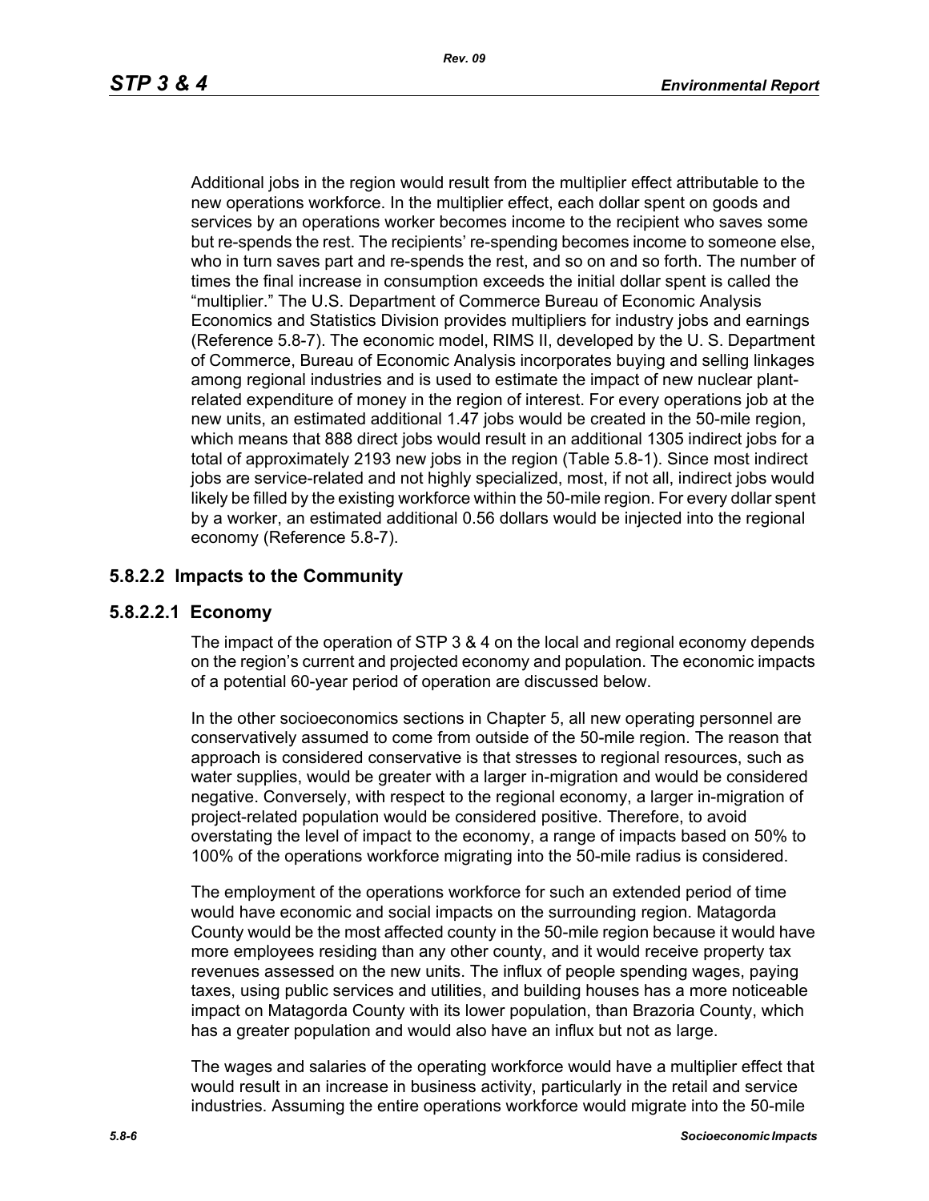Additional jobs in the region would result from the multiplier effect attributable to the new operations workforce. In the multiplier effect, each dollar spent on goods and services by an operations worker becomes income to the recipient who saves some but re-spends the rest. The recipients' re-spending becomes income to someone else, who in turn saves part and re-spends the rest, and so on and so forth. The number of times the final increase in consumption exceeds the initial dollar spent is called the "multiplier." The U.S. Department of Commerce Bureau of Economic Analysis Economics and Statistics Division provides multipliers for industry jobs and earnings (Reference 5.8-7). The economic model, RIMS II, developed by the U. S. Department of Commerce, Bureau of Economic Analysis incorporates buying and selling linkages among regional industries and is used to estimate the impact of new nuclear plant-related expenditure of money in the region of interest. For every operations job at the new units, an estimated additional 1.47 jobs would be created in the 50-mile region, which means that 888 direct jobs would result in an additional 1305 indirect jobs for a total of approximately 2193 new jobs in the region (Table 5.8-1). Since most indirect jobs are service-related and not highly specialized, most, if not all, indirect jobs would likely be filled by the existing workforce within the 50-mile region. For every dollar spent by a worker, an estimated additional 0.56 dollars would be injected into the regional economy (Reference 5.8-7).

### 5.8.2.2 Impacts to the Community

#### 5.8.2.2.1 Economy

The impact of the operation of STP 3 & 4 on the local and regional economy depends on the region's current and projected economy and population. The economic impacts of a potential 60-year period of operation are discussed below.

In the other socioeconomics sections in Chapter 5, all new operating personnel are conservatively assumed to come from outside of the 50-mile region. The reason that approach is considered conservative is that stresses to regional resources, such as water supplies, would be greater with a larger in-migration and would be considered negative. Conversely, with respect to the regional economy, a larger in-migration of project-related population would be considered positive. Therefore, to avoid overstating the level of impact to the economy, a range of impacts based on 50% to 100% of the operations workforce migrating into the 50-mile radius is considered.

The employment of the operations workforce for such an extended period of time would have economic and social impacts on the surrounding region. Matagorda County would be the most affected county in the 50-mile region because it would have more employees residing than any other county, and it would receive property tax revenues assessed on the new units. The influx of people spending wages, paying taxes, using public services and utilities, and building houses has a more noticeable impact on Matagorda County with its lower population, than Brazoria County, which has a greater population and would also have an influx but not as large.

The wages and salaries of the operating workforce would have a multiplier effect that would result in an increase in business activity, particularly in the retail and service industries. Assuming the entire operations workforce would migrate into the 50-mile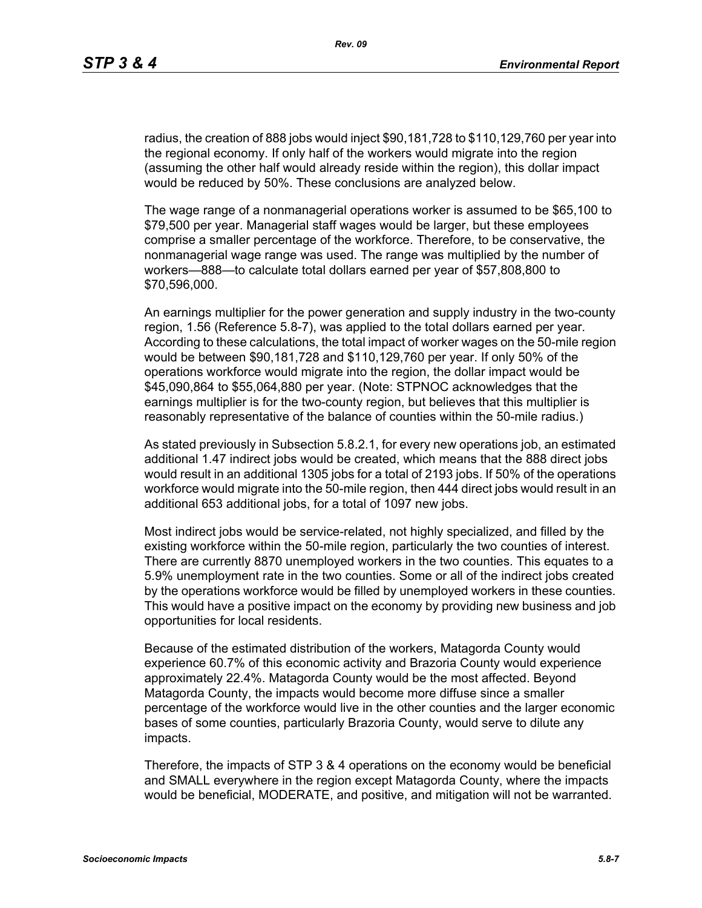radius, the creation of 888 jobs would inject $90,181,728 to $110,129,760 per year into the regional economy. If only half of the workers would migrate into the region (assuming the other half would already reside within the region), this dollar impact would be reduced by 50%. These conclusions are analyzed below.

The wage range of a nonmanagerial operations worker is assumed to be $65,100 to $79,500 per year. Managerial staff wages would be larger, but these employees comprise a smaller percentage of the workforce. Therefore, to be conservative, the nonmanagerial wage range was used. The range was multiplied by the number of workers—888—to calculate total dollars earned per year of $57,808,800 to $70,596,000.

An earnings multiplier for the power generation and supply industry in the two-county region, 1.56 (Reference 5.8-7), was applied to the total dollars earned per year. According to these calculations, the total impact of worker wages on the 50-mile region would be between $90,181,728 and $110,129,760 per year. If only 50% of the operations workforce would migrate into the region, the dollar impact would be $45,090,864 to $55,064,880 per year. (Note: STPNOC acknowledges that the earnings multiplier is for the two-county region, but believes that this multiplier is reasonably representative of the balance of counties within the 50-mile radius.)

As stated previously in Subsection 5.8.2.1, for every new operations job, an estimated additional 1.47 indirect jobs would be created, which means that the 888 direct jobs would result in an additional 1305 jobs for a total of 2193 jobs. If 50% of the operations workforce would migrate into the 50-mile region, then 444 direct jobs would result in an additional 653 additional jobs, for a total of 1097 new jobs.

Most indirect jobs would be service-related, not highly specialized, and filled by the existing workforce within the 50-mile region, particularly the two counties of interest. There are currently 8870 unemployed workers in the two counties. This equates to a 5.9% unemployment rate in the two counties. Some or all of the indirect jobs created by the operations workforce would be filled by unemployed workers in these counties. This would have a positive impact on the economy by providing new business and job opportunities for local residents.

Because of the estimated distribution of the workers, Matagorda County would experience 60.7% of this economic activity and Brazoria County would experience approximately 22.4%. Matagorda County would be the most affected. Beyond Matagorda County, the impacts would become more diffuse since a smaller percentage of the workforce would live in the other counties and the larger economic bases of some counties, particularly Brazoria County, would serve to dilute any impacts.

Therefore, the impacts of STP 3 & 4 operations on the economy would be beneficial and SMALL everywhere in the region except Matagorda County, where the impacts would be beneficial, MODERATE, and positive, and mitigation will not be warranted.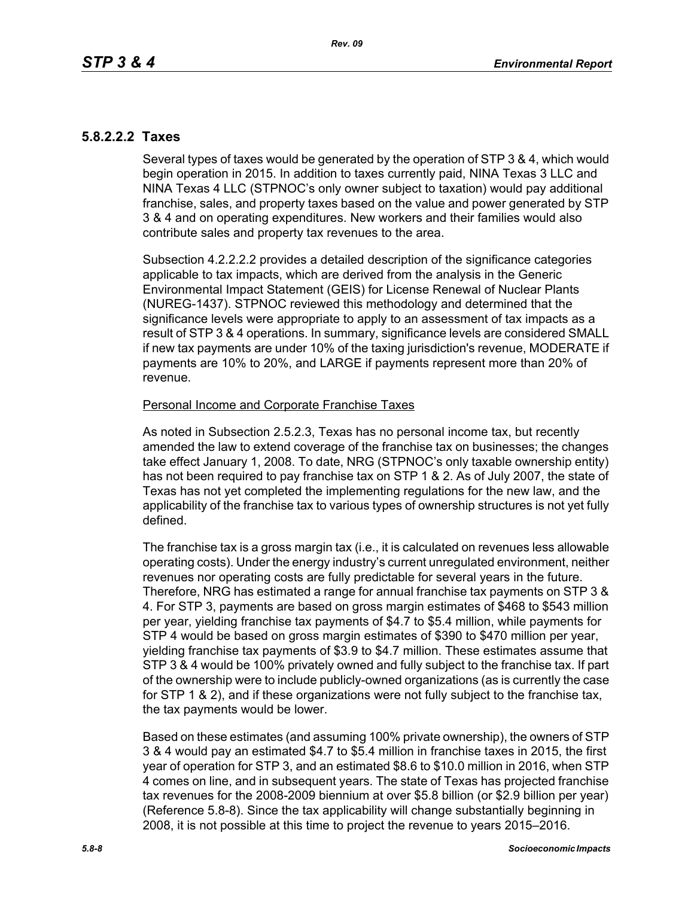### 5.8.2.2.2 Taxes

Several types of taxes would be generated by the operation of STP 3 & 4, which would begin operation in 2015. In addition to taxes currently paid, NINA Texas 3 LLC and NINA Texas 4 LLC (STPNOC's only owner subject to taxation) would pay additional franchise, sales, and property taxes based on the value and power generated by STP 3 & 4 and on operating expenditures. New workers and their families would also contribute sales and property tax revenues to the area.

Subsection 4.2.2.2.2 provides a detailed description of the significance categories applicable to tax impacts, which are derived from the analysis in the Generic Environmental Impact Statement (GEIS) for License Renewal of Nuclear Plants (NUREG-1437). STPNOC reviewed this methodology and determined that the significance levels were appropriate to apply to an assessment of tax impacts as a result of STP 3 & 4 operations. In summary, significance levels are considered SMALL if new tax payments are under 10% of the taxing jurisdiction's revenue, MODERATE if payments are 10% to 20%, and LARGE if payments represent more than 20% of revenue.

Personal Income and Corporate Franchise Taxes

As noted in Subsection 2.5.2.3, Texas has no personal income tax, but recently amended the law to extend coverage of the franchise tax on businesses; the changes take effect January 1, 2008. To date, NRG (STPNOC's only taxable ownership entity) has not been required to pay franchise tax on STP 1 & 2. As of July 2007, the state of Texas has not yet completed the implementing regulations for the new law, and the applicability of the franchise tax to various types of ownership structures is not yet fully defined.

The franchise tax is a gross margin tax (i.e., it is calculated on revenues less allowable operating costs). Under the energy industry's current unregulated environment, neither revenues nor operating costs are fully predictable for several years in the future. Therefore, NRG has estimated a range for annual franchise tax payments on STP 3 & 4. For STP 3, payments are based on gross margin estimates of $468 to $543 million per year, yielding franchise tax payments of $4.7 to $5.4 million, while payments for STP 4 would be based on gross margin estimates of $390 to $470 million per year, yielding franchise tax payments of $3.9 to $4.7 million. These estimates assume that STP 3 & 4 would be 100% privately owned and fully subject to the franchise tax. If part of the ownership were to include publicly-owned organizations (as is currently the case for STP 1 & 2), and if these organizations were not fully subject to the franchise tax, the tax payments would be lower.

Based on these estimates (and assuming 100% private ownership), the owners of STP 3 & 4 would pay an estimated $4.7 to $5.4 million in franchise taxes in 2015, the first year of operation for STP 3, and an estimated $8.6 to $10.0 million in 2016, when STP 4 comes on line, and in subsequent years. The state of Texas has projected franchise tax revenues for the 2008-2009 biennium at over $5.8 billion (or $2.9 billion per year) (Reference 5.8-8). Since the tax applicability will change substantially beginning in 2008, it is not possible at this time to project the revenue to years 2015–2016.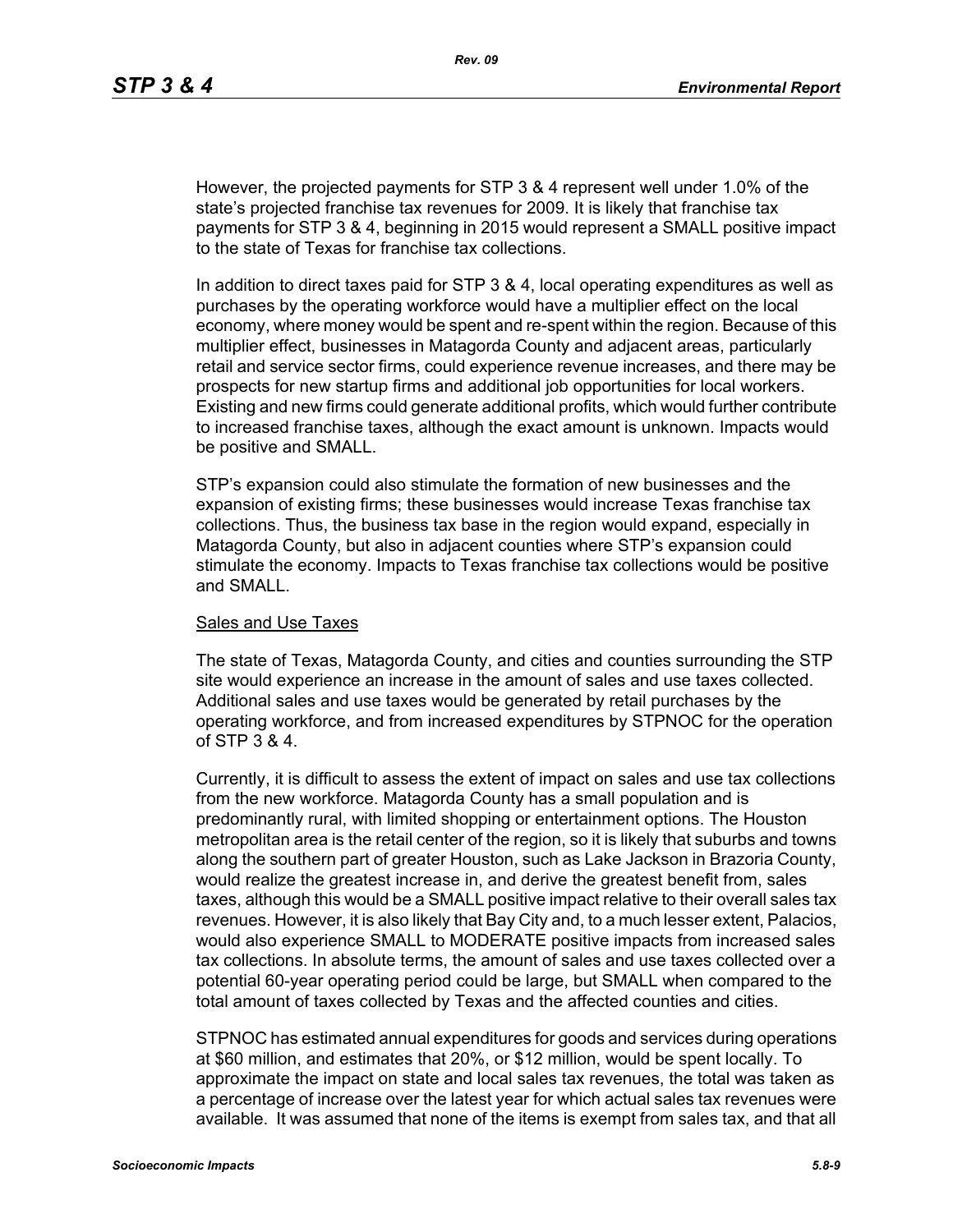However, the projected payments for STP 3 & 4 represent well under 1.0% of the state's projected franchise tax revenues for 2009. It is likely that franchise tax payments for STP 3 & 4, beginning in 2015 would represent a SMALL positive impact to the state of Texas for franchise tax collections.

In addition to direct taxes paid for STP 3 & 4, local operating expenditures as well as purchases by the operating workforce would have a multiplier effect on the local economy, where money would be spent and re-spent within the region. Because of this multiplier effect, businesses in Matagorda County and adjacent areas, particularly retail and service sector firms, could experience revenue increases, and there may be prospects for new startup firms and additional job opportunities for local workers. Existing and new firms could generate additional profits, which would further contribute to increased franchise taxes, although the exact amount is unknown. Impacts would be positive and SMALL.

STP's expansion could also stimulate the formation of new businesses and the expansion of existing firms; these businesses would increase Texas franchise tax collections. Thus, the business tax base in the region would expand, especially in Matagorda County, but also in adjacent counties where STP's expansion could stimulate the economy. Impacts to Texas franchise tax collections would be positive and SMALL.

Sales and Use Taxes

The state of Texas, Matagorda County, and cities and counties surrounding the STP site would experience an increase in the amount of sales and use taxes collected. Additional sales and use taxes would be generated by retail purchases by the operating workforce, and from increased expenditures by STPNOC for the operation of STP 3 & 4.

Currently, it is difficult to assess the extent of impact on sales and use tax collections from the new workforce. Matagorda County has a small population and is predominantly rural, with limited shopping or entertainment options. The Houston metropolitan area is the retail center of the region, so it is likely that suburbs and towns along the southern part of greater Houston, such as Lake Jackson in Brazoria County, would realize the greatest increase in, and derive the greatest benefit from, sales taxes, although this would be a SMALL positive impact relative to their overall sales tax revenues. However, it is also likely that Bay City and, to a much lesser extent, Palacios, would also experience SMALL to MODERATE positive impacts from increased sales tax collections. In absolute terms, the amount of sales and use taxes collected over a potential 60-year operating period could be large, but SMALL when compared to the total amount of taxes collected by Texas and the affected counties and cities.

STPNOC has estimated annual expenditures for goods and services during operations at $60 million, and estimates that 20%, or $12 million, would be spent locally. To approximate the impact on state and local sales tax revenues, the total was taken as a percentage of increase over the latest year for which actual sales tax revenues were available. It was assumed that none of the items is exempt from sales tax, and that all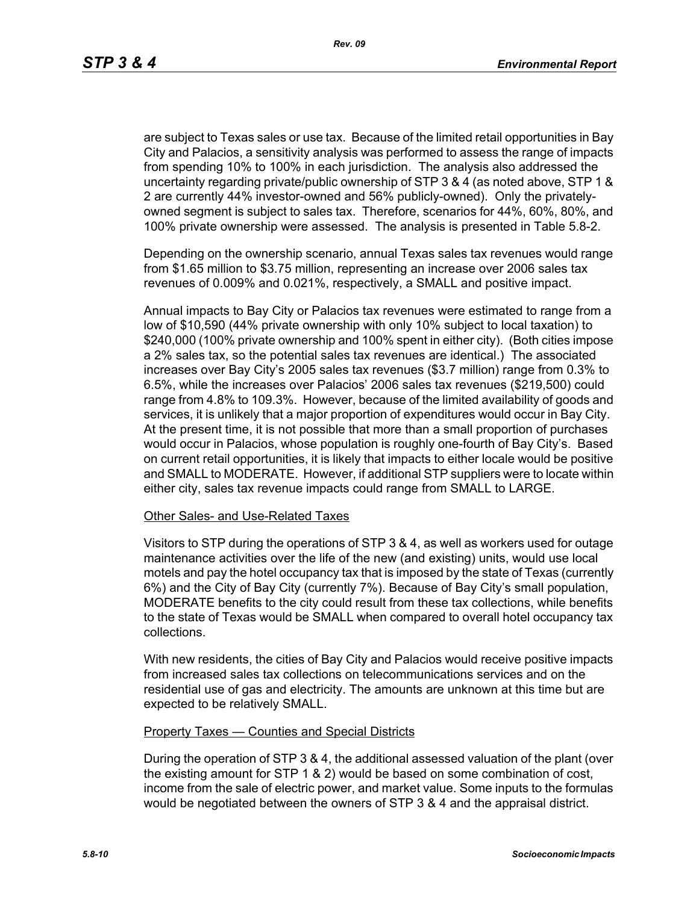are subject to Texas sales or use tax. Because of the limited retail opportunities in Bay City and Palacios, a sensitivity analysis was performed to assess the range of impacts from spending 10% to 100% in each jurisdiction. The analysis also addressed the uncertainty regarding private/public ownership of STP 3 & 4 (as noted above, STP 1 & 2 are currently 44% investor-owned and 56% publicly-owned). Only the privately-owned segment is subject to sales tax. Therefore, scenarios for 44%, 60%, 80%, and 100% private ownership were assessed. The analysis is presented in Table 5.8-2.

Depending on the ownership scenario, annual Texas sales tax revenues would range from $1.65 million to $3.75 million, representing an increase over 2006 sales tax revenues of 0.009% and 0.021%, respectively, a SMALL and positive impact.

Annual impacts to Bay City or Palacios tax revenues were estimated to range from a low of $10,590 (44% private ownership with only 10% subject to local taxation) to $240,000 (100% private ownership and 100% spent in either city). (Both cities impose a 2% sales tax, so the potential sales tax revenues are identical.) The associated increases over Bay City's 2005 sales tax revenues ($3.7 million) range from 0.3% to 6.5%, while the increases over Palacios' 2006 sales tax revenues ($219,500) could range from 4.8% to 109.3%. However, because of the limited availability of goods and services, it is unlikely that a major proportion of expenditures would occur in Bay City. At the present time, it is not possible that more than a small proportion of purchases would occur in Palacios, whose population is roughly one-fourth of Bay City's. Based on current retail opportunities, it is likely that impacts to either locale would be positive and SMALL to MODERATE. However, if additional STP suppliers were to locate within either city, sales tax revenue impacts could range from SMALL to LARGE.

Other Sales- and Use-Related Taxes

Visitors to STP during the operations of STP 3 & 4, as well as workers used for outage maintenance activities over the life of the new (and existing) units, would use local motels and pay the hotel occupancy tax that is imposed by the state of Texas (currently 6%) and the City of Bay City (currently 7%). Because of Bay City's small population, MODERATE benefits to the city could result from these tax collections, while benefits to the state of Texas would be SMALL when compared to overall hotel occupancy tax collections.

With new residents, the cities of Bay City and Palacios would receive positive impacts from increased sales tax collections on telecommunications services and on the residential use of gas and electricity. The amounts are unknown at this time but are expected to be relatively SMALL.

Property Taxes — Counties and Special Districts

During the operation of STP 3 & 4, the additional assessed valuation of the plant (over the existing amount for STP 1 & 2) would be based on some combination of cost, income from the sale of electric power, and market value. Some inputs to the formulas would be negotiated between the owners of STP 3 & 4 and the appraisal district.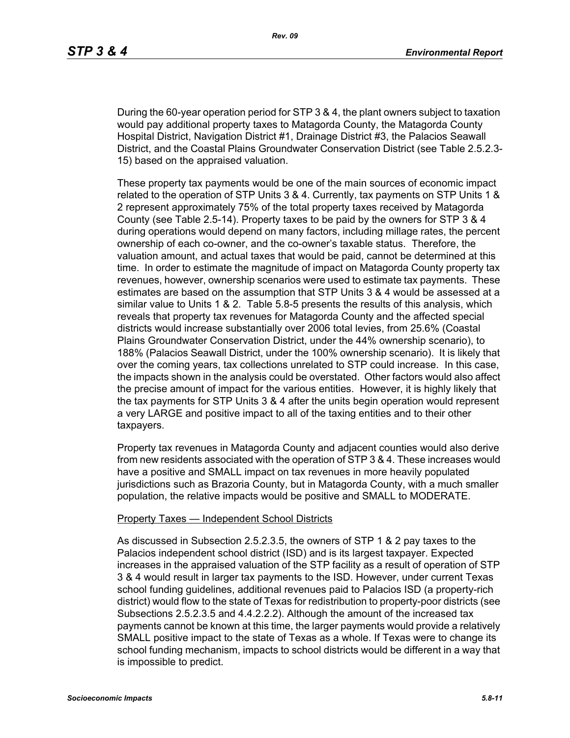During the 60-year operation period for STP 3 & 4, the plant owners subject to taxation would pay additional property taxes to Matagorda County, the Matagorda County Hospital District, Navigation District #1, Drainage District #3, the Palacios Seawall District, and the Coastal Plains Groundwater Conservation District (see Table 2.5.2.3-15) based on the appraised valuation.

These property tax payments would be one of the main sources of economic impact related to the operation of STP Units 3 & 4. Currently, tax payments on STP Units 1 & 2 represent approximately 75% of the total property taxes received by Matagorda County (see Table 2.5-14). Property taxes to be paid by the owners for STP 3 & 4 during operations would depend on many factors, including millage rates, the percent ownership of each co-owner, and the co-owner's taxable status. Therefore, the valuation amount, and actual taxes that would be paid, cannot be determined at this time. In order to estimate the magnitude of impact on Matagorda County property tax revenues, however, ownership scenarios were used to estimate tax payments. These estimates are based on the assumption that STP Units 3 & 4 would be assessed at a similar value to Units 1 & 2. Table 5.8-5 presents the results of this analysis, which reveals that property tax revenues for Matagorda County and the affected special districts would increase substantially over 2006 total levies, from 25.6% (Coastal Plains Groundwater Conservation District, under the 44% ownership scenario), to 188% (Palacios Seawall District, under the 100% ownership scenario). It is likely that over the coming years, tax collections unrelated to STP could increase. In this case, the impacts shown in the analysis could be overstated. Other factors would also affect the precise amount of impact for the various entities. However, it is highly likely that the tax payments for STP Units 3 & 4 after the units begin operation would represent a very LARGE and positive impact to all of the taxing entities and to their other taxpayers.

Property tax revenues in Matagorda County and adjacent counties would also derive from new residents associated with the operation of STP 3 & 4. These increases would have a positive and SMALL impact on tax revenues in more heavily populated jurisdictions such as Brazoria County, but in Matagorda County, with a much smaller population, the relative impacts would be positive and SMALL to MODERATE.

Property Taxes — Independent School Districts

As discussed in Subsection 2.5.2.3.5, the owners of STP 1 & 2 pay taxes to the Palacios independent school district (ISD) and is its largest taxpayer. Expected increases in the appraised valuation of the STP facility as a result of operation of STP 3 & 4 would result in larger tax payments to the ISD. However, under current Texas school funding guidelines, additional revenues paid to Palacios ISD (a property-rich district) would flow to the state of Texas for redistribution to property-poor districts (see Subsections 2.5.2.3.5 and 4.4.2.2.2). Although the amount of the increased tax payments cannot be known at this time, the larger payments would provide a relatively SMALL positive impact to the state of Texas as a whole. If Texas were to change its school funding mechanism, impacts to school districts would be different in a way that is impossible to predict.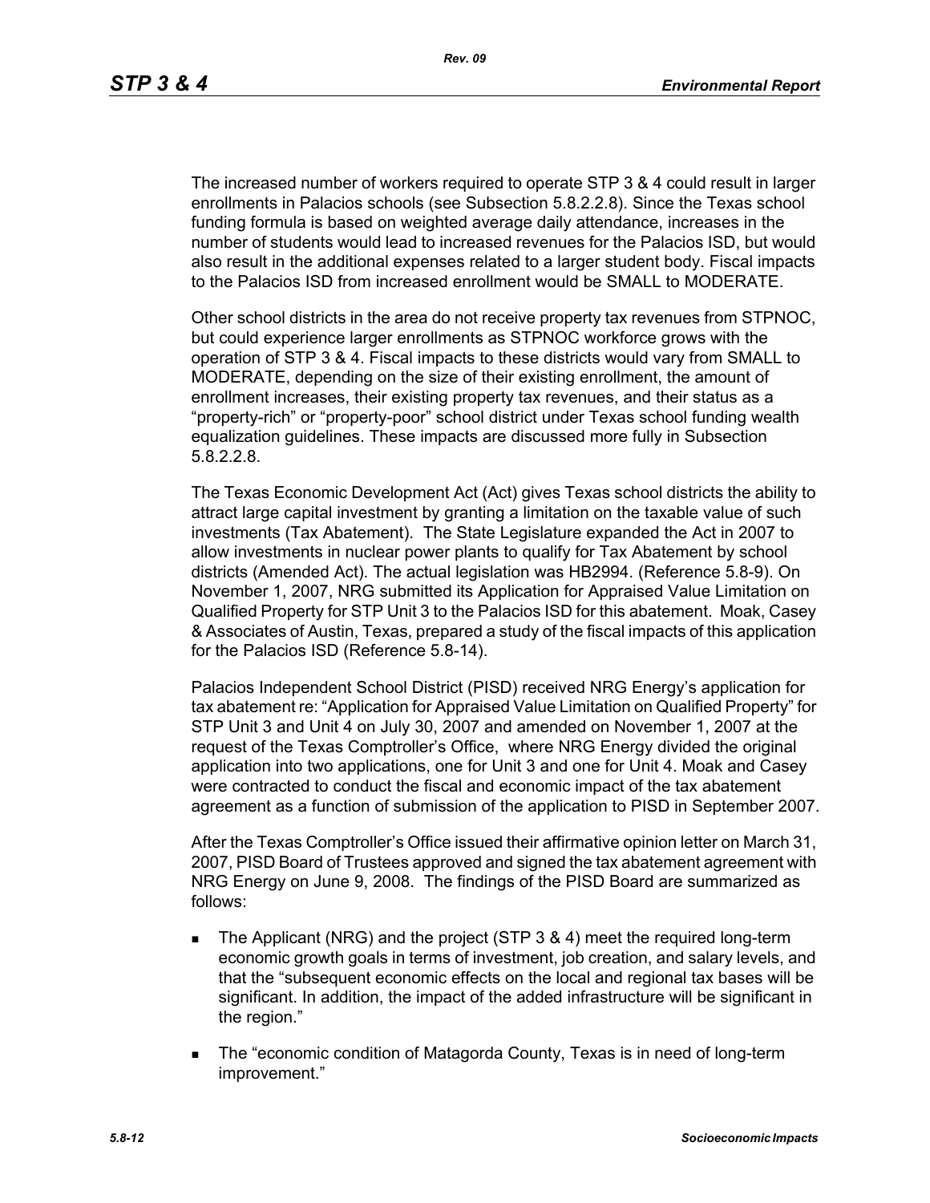The increased number of workers required to operate STP 3 & 4 could result in larger enrollments in Palacios schools (see Subsection 5.8.2.2.8). Since the Texas school funding formula is based on weighted average daily attendance, increases in the number of students would lead to increased revenues for the Palacios ISD, but would also result in the additional expenses related to a larger student body. Fiscal impacts to the Palacios ISD from increased enrollment would be SMALL to MODERATE.

Other school districts in the area do not receive property tax revenues from STPNOC, but could experience larger enrollments as STPNOC workforce grows with the operation of STP 3 & 4. Fiscal impacts to these districts would vary from SMALL to MODERATE, depending on the size of their existing enrollment, the amount of enrollment increases, their existing property tax revenues, and their status as a "property-rich" or "property-poor" school district under Texas school funding wealth equalization guidelines. These impacts are discussed more fully in Subsection 5.8.2.2.8.

The Texas Economic Development Act (Act) gives Texas school districts the ability to attract large capital investment by granting a limitation on the taxable value of such investments (Tax Abatement). The State Legislature expanded the Act in 2007 to allow investments in nuclear power plants to qualify for Tax Abatement by school districts (Amended Act). The actual legislation was HB2994. (Reference 5.8-9). On November 1, 2007, NRG submitted its Application for Appraised Value Limitation on Qualified Property for STP Unit 3 to the Palacios ISD for this abatement. Moak, Casey & Associates of Austin, Texas, prepared a study of the fiscal impacts of this application for the Palacios ISD (Reference 5.8-14).

Palacios Independent School District (PISD) received NRG Energy's application for tax abatement re: "Application for Appraised Value Limitation on Qualified Property" for STP Unit 3 and Unit 4 on July 30, 2007 and amended on November 1, 2007 at the request of the Texas Comptroller's Office, where NRG Energy divided the original application into two applications, one for Unit 3 and one for Unit 4. Moak and Casey were contracted to conduct the fiscal and economic impact of the tax abatement agreement as a function of submission of the application to PISD in September 2007.

After the Texas Comptroller's Office issued their affirmative opinion letter on March 31, 2007, PISD Board of Trustees approved and signed the tax abatement agreement with NRG Energy on June 9, 2008. The findings of the PISD Board are summarized as follows:

- The Applicant (NRG) and the project (STP 3 & 4) meet the required long-term economic growth goals in terms of investment, job creation, and salary levels, and that the "subsequent economic effects on the local and regional tax bases will be significant. In addition, the impact of the added infrastructure will be significant in the region."
- The "economic condition of Matagorda County, Texas is in need of long-term improvement."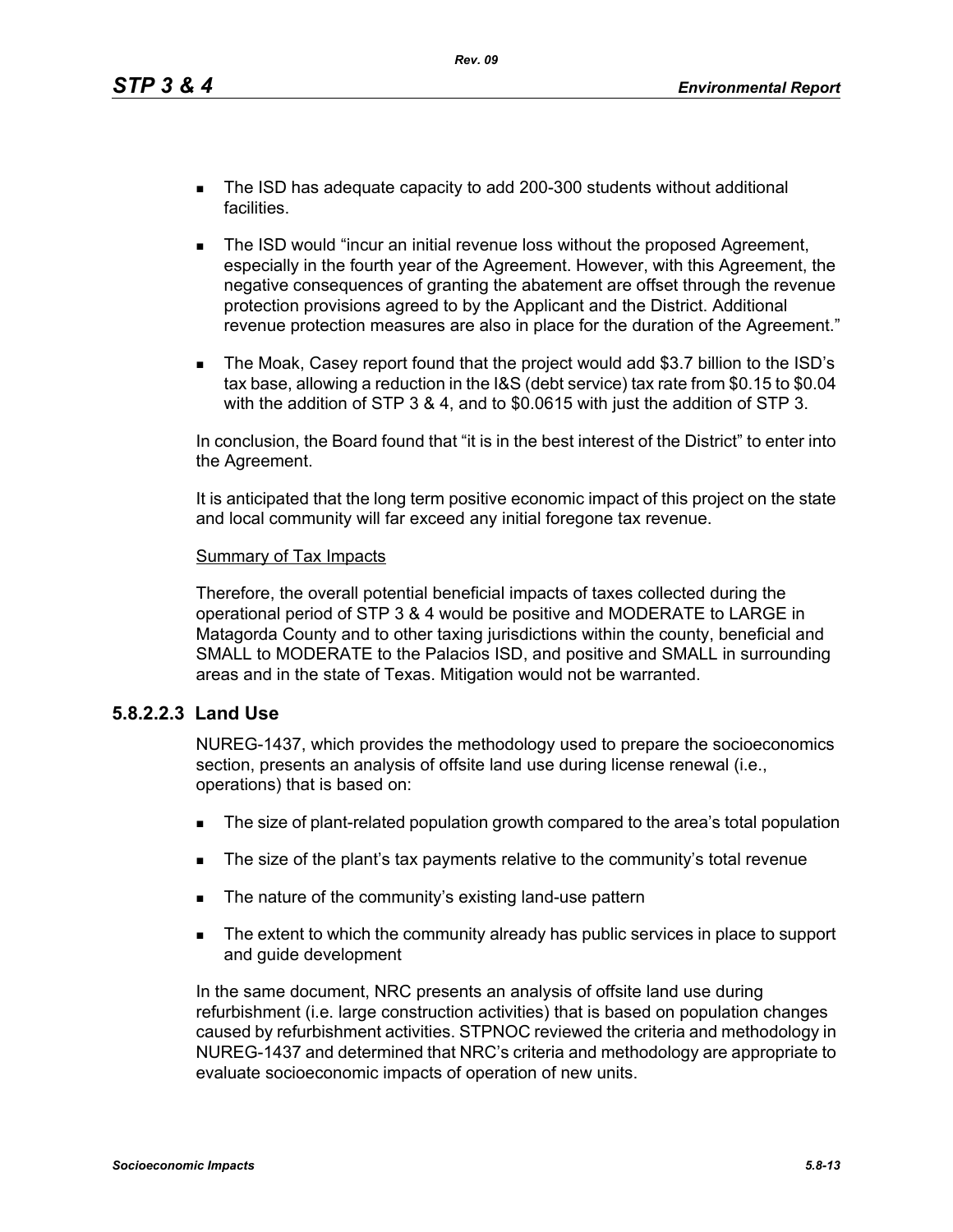- The ISD has adequate capacity to add 200-300 students without additional facilities.
- The ISD would "incur an initial revenue loss without the proposed Agreement, especially in the fourth year of the Agreement. However, with this Agreement, the negative consequences of granting the abatement are offset through the revenue protection provisions agreed to by the Applicant and the District. Additional revenue protection measures are also in place for the duration of the Agreement."
- The Moak, Casey report found that the project would add $3.7 billion to the ISD's tax base, allowing a reduction in the I&S (debt service) tax rate from $0.15 to $0.04 with the addition of STP 3 & 4, and to $0.0615 with just the addition of STP 3.

In conclusion, the Board found that "it is in the best interest of the District" to enter into the Agreement.

It is anticipated that the long term positive economic impact of this project on the state and local community will far exceed any initial foregone tax revenue.

Summary of Tax Impacts

Therefore, the overall potential beneficial impacts of taxes collected during the operational period of STP 3 & 4 would be positive and MODERATE to LARGE in Matagorda County and to other taxing jurisdictions within the county, beneficial and SMALL to MODERATE to the Palacios ISD, and positive and SMALL in surrounding areas and in the state of Texas. Mitigation would not be warranted.

#### 5.8.2.2.3 Land Use

NUREG-1437, which provides the methodology used to prepare the socioeconomics section, presents an analysis of offsite land use during license renewal (i.e., operations) that is based on:

- The size of plant-related population growth compared to the area's total population
- The size of the plant's tax payments relative to the community's total revenue
- The nature of the community's existing land-use pattern
- The extent to which the community already has public services in place to support and guide development

In the same document, NRC presents an analysis of offsite land use during refurbishment (i.e. large construction activities) that is based on population changes caused by refurbishment activities. STPNOC reviewed the criteria and methodology in NUREG-1437 and determined that NRC's criteria and methodology are appropriate to evaluate socioeconomic impacts of operation of new units.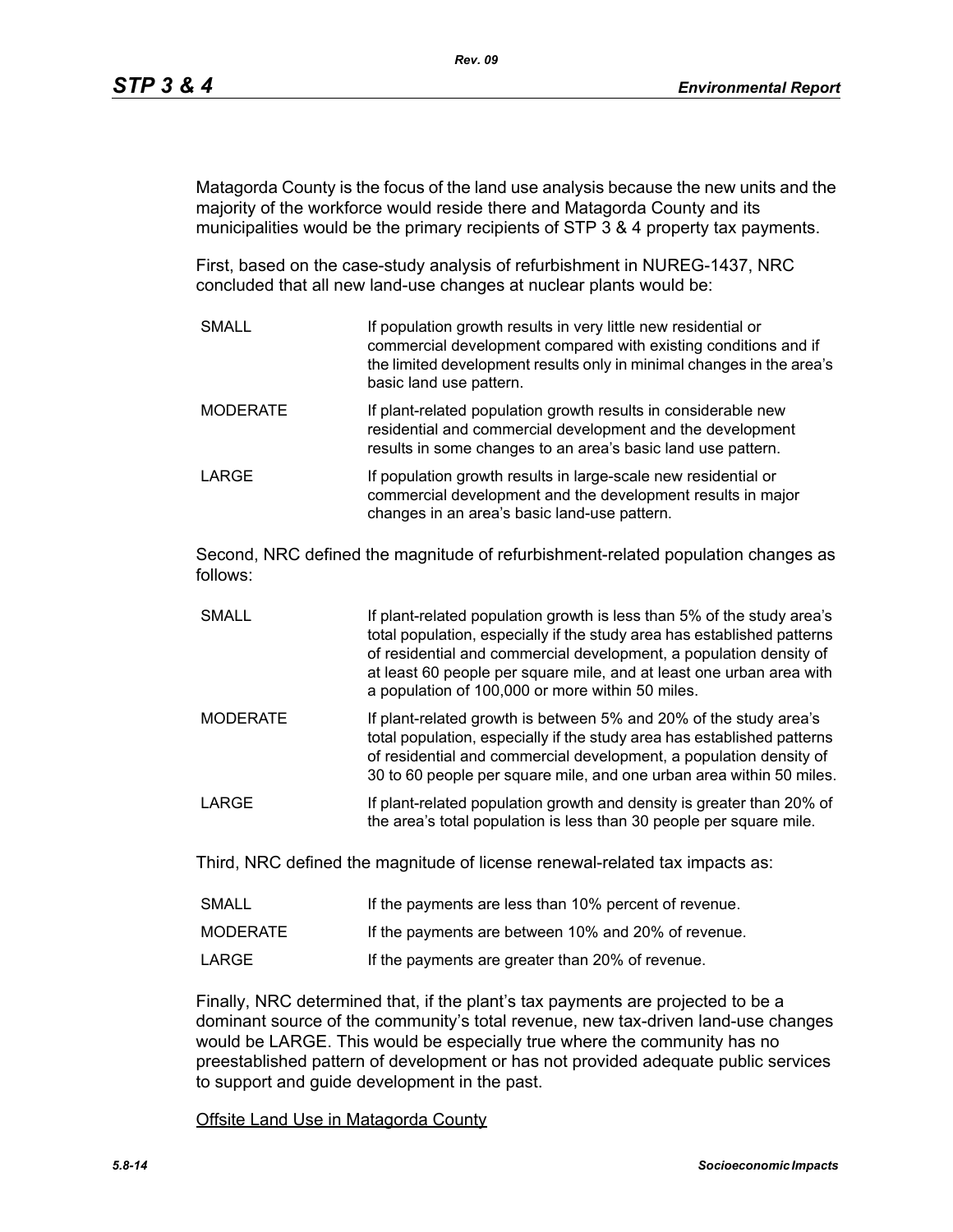Matagorda County is the focus of the land use analysis because the new units and the majority of the workforce would reside there and Matagorda County and its municipalities would be the primary recipients of STP 3 & 4 property tax payments.

First, based on the case-study analysis of refurbishment in NUREG-1437, NRC concluded that all new land-use changes at nuclear plants would be:

| | |
|---|---|
| SMALL | If population growth results in very little new residential or commercial development compared with existing conditions and if the limited development results only in minimal changes in the area's basic land use pattern. |
| MODERATE | If plant-related population growth results in considerable new residential and commercial development and the development results in some changes to an area's basic land use pattern. |
| LARGE | If population growth results in large-scale new residential or commercial development and the development results in major changes in an area's basic land-use pattern. |

Second, NRC defined the magnitude of refurbishment-related population changes as follows:

| | |
|---|---|
| SMALL | If plant-related population growth is less than 5% of the study area's total population, especially if the study area has established patterns of residential and commercial development, a population density of at least 60 people per square mile, and at least one urban area with a population of 100,000 or more within 50 miles. |
| MODERATE | If plant-related growth is between 5% and 20% of the study area's total population, especially if the study area has established patterns of residential and commercial development, a population density of 30 to 60 people per square mile, and one urban area within 50 miles. |
| LARGE | If plant-related population growth and density is greater than 20% of the area's total population is less than 30 people per square mile. |

Third, NRC defined the magnitude of license renewal-related tax impacts as:

| | |
|---|---|
| SMALL | If the payments are less than 10% percent of revenue. |
| MODERATE | If the payments are between 10% and 20% of revenue. |
| LARGE | If the payments are greater than 20% of revenue. |

Finally, NRC determined that, if the plant's tax payments are projected to be a dominant source of the community's total revenue, new tax-driven land-use changes would be LARGE. This would be especially true where the community has no preestablished pattern of development or has not provided adequate public services to support and guide development in the past.

<u>Offsite Land Use in Matagorda County</u>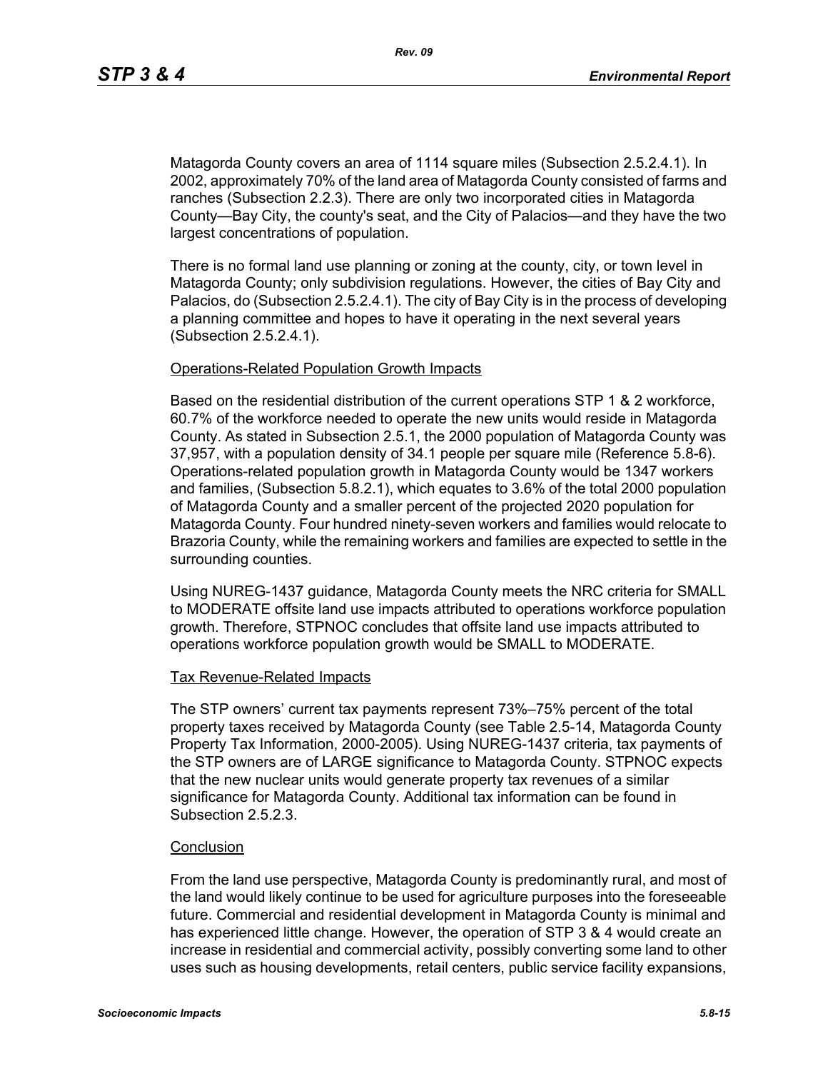Matagorda County covers an area of 1114 square miles (Subsection 2.5.2.4.1). In 2002, approximately 70% of the land area of Matagorda County consisted of farms and ranches (Subsection 2.2.3). There are only two incorporated cities in Matagorda County—Bay City, the county's seat, and the City of Palacios—and they have the two largest concentrations of population.

There is no formal land use planning or zoning at the county, city, or town level in Matagorda County; only subdivision regulations. However, the cities of Bay City and Palacios, do (Subsection 2.5.2.4.1). The city of Bay City is in the process of developing a planning committee and hopes to have it operating in the next several years (Subsection 2.5.2.4.1).

Operations-Related Population Growth Impacts

Based on the residential distribution of the current operations STP 1 & 2 workforce, 60.7% of the workforce needed to operate the new units would reside in Matagorda County. As stated in Subsection 2.5.1, the 2000 population of Matagorda County was 37,957, with a population density of 34.1 people per square mile (Reference 5.8-6). Operations-related population growth in Matagorda County would be 1347 workers and families, (Subsection 5.8.2.1), which equates to 3.6% of the total 2000 population of Matagorda County and a smaller percent of the projected 2020 population for Matagorda County. Four hundred ninety-seven workers and families would relocate to Brazoria County, while the remaining workers and families are expected to settle in the surrounding counties.

Using NUREG-1437 guidance, Matagorda County meets the NRC criteria for SMALL to MODERATE offsite land use impacts attributed to operations workforce population growth. Therefore, STPNOC concludes that offsite land use impacts attributed to operations workforce population growth would be SMALL to MODERATE.

Tax Revenue-Related Impacts

The STP owners' current tax payments represent 73%–75% percent of the total property taxes received by Matagorda County (see Table 2.5-14, Matagorda County Property Tax Information, 2000-2005). Using NUREG-1437 criteria, tax payments of the STP owners are of LARGE significance to Matagorda County. STPNOC expects that the new nuclear units would generate property tax revenues of a similar significance for Matagorda County. Additional tax information can be found in Subsection 2.5.2.3.

Conclusion

From the land use perspective, Matagorda County is predominantly rural, and most of the land would likely continue to be used for agriculture purposes into the foreseeable future. Commercial and residential development in Matagorda County is minimal and has experienced little change. However, the operation of STP 3 & 4 would create an increase in residential and commercial activity, possibly converting some land to other uses such as housing developments, retail centers, public service facility expansions,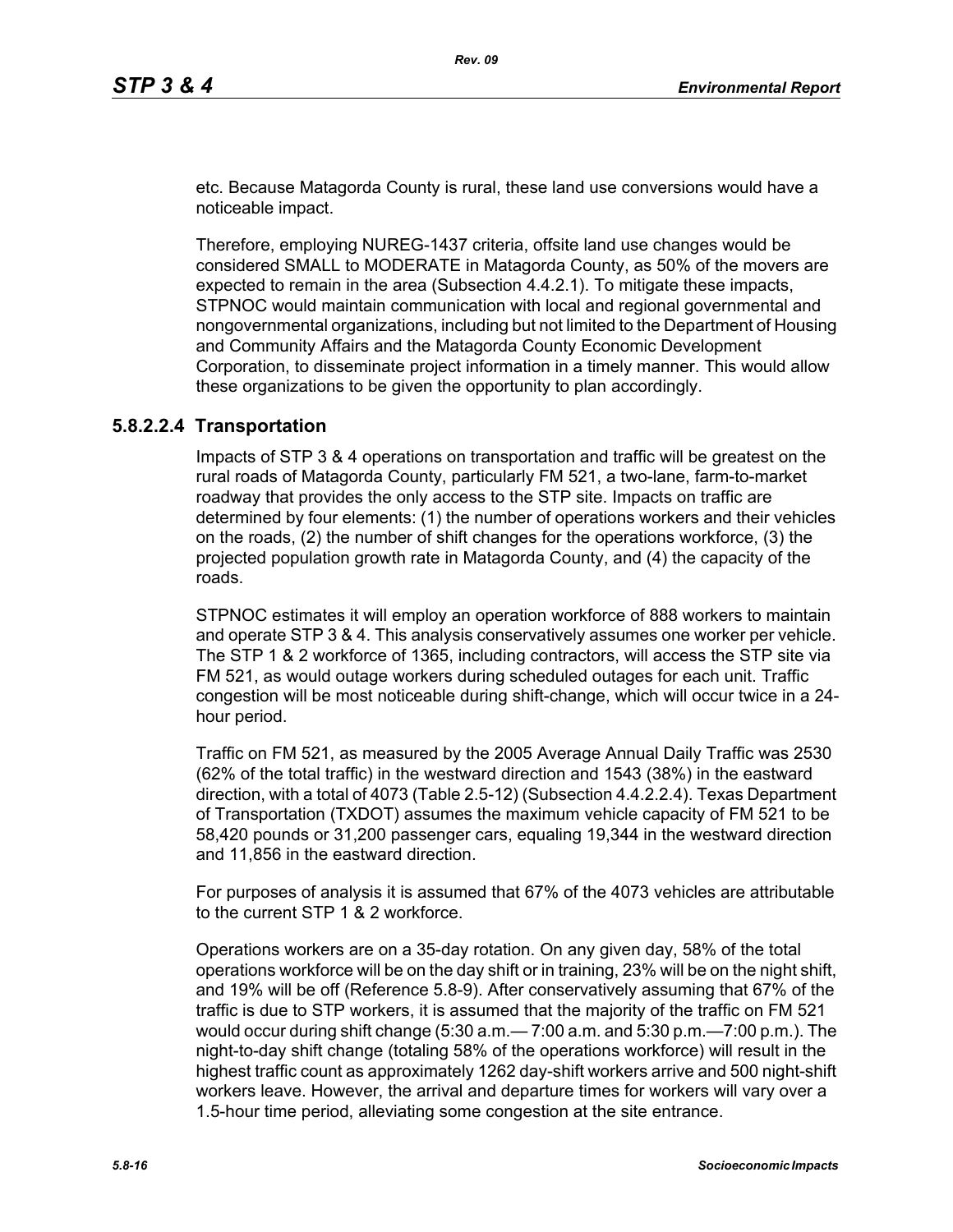etc. Because Matagorda County is rural, these land use conversions would have a noticeable impact.

Therefore, employing NUREG-1437 criteria, offsite land use changes would be considered SMALL to MODERATE in Matagorda County, as 50% of the movers are expected to remain in the area (Subsection 4.4.2.1). To mitigate these impacts, STPNOC would maintain communication with local and regional governmental and nongovernmental organizations, including but not limited to the Department of Housing and Community Affairs and the Matagorda County Economic Development Corporation, to disseminate project information in a timely manner. This would allow these organizations to be given the opportunity to plan accordingly.

### 5.8.2.2.4 Transportation

Impacts of STP 3 & 4 operations on transportation and traffic will be greatest on the rural roads of Matagorda County, particularly FM 521, a two-lane, farm-to-market roadway that provides the only access to the STP site. Impacts on traffic are determined by four elements: (1) the number of operations workers and their vehicles on the roads, (2) the number of shift changes for the operations workforce, (3) the projected population growth rate in Matagorda County, and (4) the capacity of the roads.

STPNOC estimates it will employ an operation workforce of 888 workers to maintain and operate STP 3 & 4. This analysis conservatively assumes one worker per vehicle. The STP 1 & 2 workforce of 1365, including contractors, will access the STP site via FM 521, as would outage workers during scheduled outages for each unit. Traffic congestion will be most noticeable during shift-change, which will occur twice in a 24-hour period.

Traffic on FM 521, as measured by the 2005 Average Annual Daily Traffic was 2530 (62% of the total traffic) in the westward direction and 1543 (38%) in the eastward direction, with a total of 4073 (Table 2.5-12) (Subsection 4.4.2.2.4). Texas Department of Transportation (TXDOT) assumes the maximum vehicle capacity of FM 521 to be 58,420 pounds or 31,200 passenger cars, equaling 19,344 in the westward direction and 11,856 in the eastward direction.

For purposes of analysis it is assumed that 67% of the 4073 vehicles are attributable to the current STP 1 & 2 workforce.

Operations workers are on a 35-day rotation. On any given day, 58% of the total operations workforce will be on the day shift or in training, 23% will be on the night shift, and 19% will be off (Reference 5.8-9). After conservatively assuming that 67% of the traffic is due to STP workers, it is assumed that the majority of the traffic on FM 521 would occur during shift change (5:30 a.m.— 7:00 a.m. and 5:30 p.m.—7:00 p.m.). The night-to-day shift change (totaling 58% of the operations workforce) will result in the highest traffic count as approximately 1262 day-shift workers arrive and 500 night-shift workers leave. However, the arrival and departure times for workers will vary over a 1.5-hour time period, alleviating some congestion at the site entrance.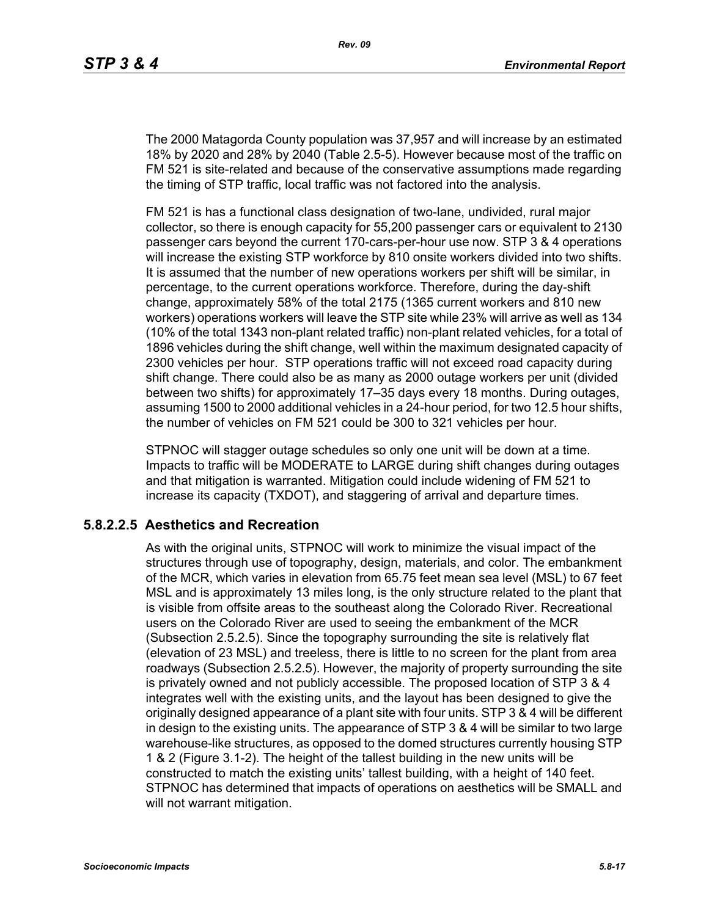The 2000 Matagorda County population was 37,957 and will increase by an estimated 18% by 2020 and 28% by 2040 (Table 2.5-5). However because most of the traffic on FM 521 is site-related and because of the conservative assumptions made regarding the timing of STP traffic, local traffic was not factored into the analysis.

FM 521 is has a functional class designation of two-lane, undivided, rural major collector, so there is enough capacity for 55,200 passenger cars or equivalent to 2130 passenger cars beyond the current 170-cars-per-hour use now. STP 3 & 4 operations will increase the existing STP workforce by 810 onsite workers divided into two shifts. It is assumed that the number of new operations workers per shift will be similar, in percentage, to the current operations workforce. Therefore, during the day-shift change, approximately 58% of the total 2175 (1365 current workers and 810 new workers) operations workers will leave the STP site while 23% will arrive as well as 134 (10% of the total 1343 non-plant related traffic) non-plant related vehicles, for a total of 1896 vehicles during the shift change, well within the maximum designated capacity of 2300 vehicles per hour. STP operations traffic will not exceed road capacity during shift change. There could also be as many as 2000 outage workers per unit (divided between two shifts) for approximately 17–35 days every 18 months. During outages, assuming 1500 to 2000 additional vehicles in a 24-hour period, for two 12.5 hour shifts, the number of vehicles on FM 521 could be 300 to 321 vehicles per hour.

STPNOC will stagger outage schedules so only one unit will be down at a time. Impacts to traffic will be MODERATE to LARGE during shift changes during outages and that mitigation is warranted. Mitigation could include widening of FM 521 to increase its capacity (TXDOT), and staggering of arrival and departure times.

### 5.8.2.2.5 Aesthetics and Recreation

As with the original units, STPNOC will work to minimize the visual impact of the structures through use of topography, design, materials, and color. The embankment of the MCR, which varies in elevation from 65.75 feet mean sea level (MSL) to 67 feet MSL and is approximately 13 miles long, is the only structure related to the plant that is visible from offsite areas to the southeast along the Colorado River. Recreational users on the Colorado River are used to seeing the embankment of the MCR (Subsection 2.5.2.5). Since the topography surrounding the site is relatively flat (elevation of 23 MSL) and treeless, there is little to no screen for the plant from area roadways (Subsection 2.5.2.5). However, the majority of property surrounding the site is privately owned and not publicly accessible. The proposed location of STP 3 & 4 integrates well with the existing units, and the layout has been designed to give the originally designed appearance of a plant site with four units. STP 3 & 4 will be different in design to the existing units. The appearance of STP 3 & 4 will be similar to two large warehouse-like structures, as opposed to the domed structures currently housing STP 1 & 2 (Figure 3.1-2). The height of the tallest building in the new units will be constructed to match the existing units' tallest building, with a height of 140 feet. STPNOC has determined that impacts of operations on aesthetics will be SMALL and will not warrant mitigation.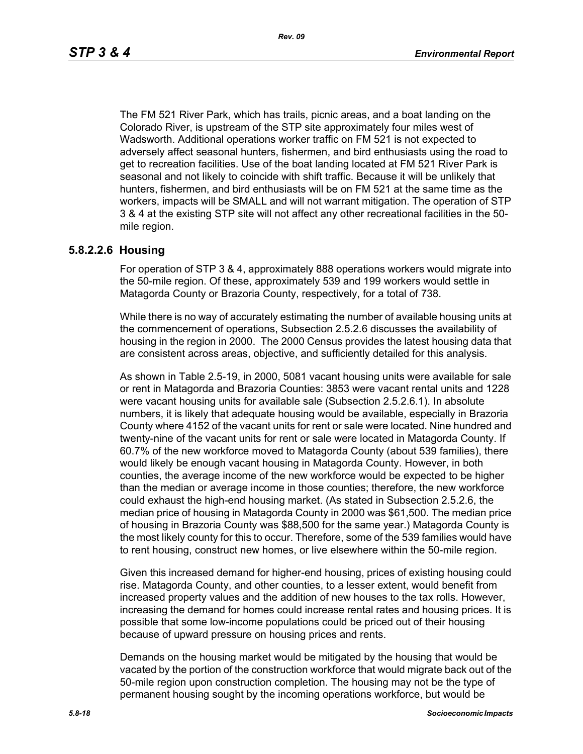The FM 521 River Park, which has trails, picnic areas, and a boat landing on the Colorado River, is upstream of the STP site approximately four miles west of Wadsworth. Additional operations worker traffic on FM 521 is not expected to adversely affect seasonal hunters, fishermen, and bird enthusiasts using the road to get to recreation facilities. Use of the boat landing located at FM 521 River Park is seasonal and not likely to coincide with shift traffic. Because it will be unlikely that hunters, fishermen, and bird enthusiasts will be on FM 521 at the same time as the workers, impacts will be SMALL and will not warrant mitigation. The operation of STP 3 & 4 at the existing STP site will not affect any other recreational facilities in the 50-mile region.

### 5.8.2.2.6 Housing

For operation of STP 3 & 4, approximately 888 operations workers would migrate into the 50-mile region. Of these, approximately 539 and 199 workers would settle in Matagorda County or Brazoria County, respectively, for a total of 738.

While there is no way of accurately estimating the number of available housing units at the commencement of operations, Subsection 2.5.2.6 discusses the availability of housing in the region in 2000. The 2000 Census provides the latest housing data that are consistent across areas, objective, and sufficiently detailed for this analysis.

As shown in Table 2.5-19, in 2000, 5081 vacant housing units were available for sale or rent in Matagorda and Brazoria Counties: 3853 were vacant rental units and 1228 were vacant housing units for available sale (Subsection 2.5.2.6.1). In absolute numbers, it is likely that adequate housing would be available, especially in Brazoria County where 4152 of the vacant units for rent or sale were located. Nine hundred and twenty-nine of the vacant units for rent or sale were located in Matagorda County. If 60.7% of the new workforce moved to Matagorda County (about 539 families), there would likely be enough vacant housing in Matagorda County. However, in both counties, the average income of the new workforce would be expected to be higher than the median or average income in those counties; therefore, the new workforce could exhaust the high-end housing market. (As stated in Subsection 2.5.2.6, the median price of housing in Matagorda County in 2000 was $61,500. The median price of housing in Brazoria County was $88,500 for the same year.) Matagorda County is the most likely county for this to occur. Therefore, some of the 539 families would have to rent housing, construct new homes, or live elsewhere within the 50-mile region.

Given this increased demand for higher-end housing, prices of existing housing could rise. Matagorda County, and other counties, to a lesser extent, would benefit from increased property values and the addition of new houses to the tax rolls. However, increasing the demand for homes could increase rental rates and housing prices. It is possible that some low-income populations could be priced out of their housing because of upward pressure on housing prices and rents.

Demands on the housing market would be mitigated by the housing that would be vacated by the portion of the construction workforce that would migrate back out of the 50-mile region upon construction completion. The housing may not be the type of permanent housing sought by the incoming operations workforce, but would be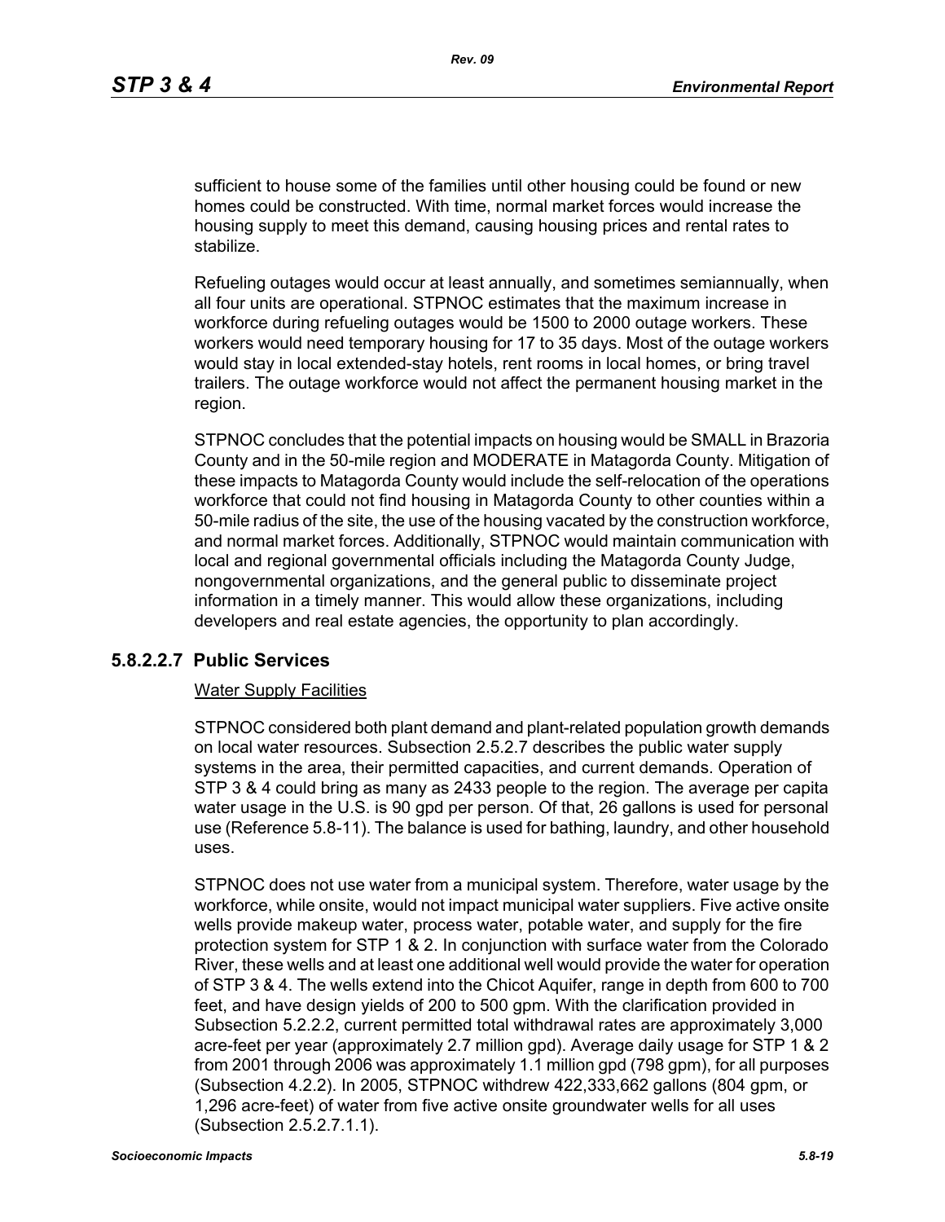sufficient to house some of the families until other housing could be found or new homes could be constructed. With time, normal market forces would increase the housing supply to meet this demand, causing housing prices and rental rates to stabilize.

Refueling outages would occur at least annually, and sometimes semiannually, when all four units are operational. STPNOC estimates that the maximum increase in workforce during refueling outages would be 1500 to 2000 outage workers. These workers would need temporary housing for 17 to 35 days. Most of the outage workers would stay in local extended-stay hotels, rent rooms in local homes, or bring travel trailers. The outage workforce would not affect the permanent housing market in the region.

STPNOC concludes that the potential impacts on housing would be SMALL in Brazoria County and in the 50-mile region and MODERATE in Matagorda County. Mitigation of these impacts to Matagorda County would include the self-relocation of the operations workforce that could not find housing in Matagorda County to other counties within a 50-mile radius of the site, the use of the housing vacated by the construction workforce, and normal market forces. Additionally, STPNOC would maintain communication with local and regional governmental officials including the Matagorda County Judge, nongovernmental organizations, and the general public to disseminate project information in a timely manner. This would allow these organizations, including developers and real estate agencies, the opportunity to plan accordingly.

### 5.8.2.2.7 Public Services

Water Supply Facilities

STPNOC considered both plant demand and plant-related population growth demands on local water resources. Subsection 2.5.2.7 describes the public water supply systems in the area, their permitted capacities, and current demands. Operation of STP 3 & 4 could bring as many as 2433 people to the region. The average per capita water usage in the U.S. is 90 gpd per person. Of that, 26 gallons is used for personal use (Reference 5.8-11). The balance is used for bathing, laundry, and other household uses.

STPNOC does not use water from a municipal system. Therefore, water usage by the workforce, while onsite, would not impact municipal water suppliers. Five active onsite wells provide makeup water, process water, potable water, and supply for the fire protection system for STP 1 & 2. In conjunction with surface water from the Colorado River, these wells and at least one additional well would provide the water for operation of STP 3 & 4. The wells extend into the Chicot Aquifer, range in depth from 600 to 700 feet, and have design yields of 200 to 500 gpm. With the clarification provided in Subsection 5.2.2.2, current permitted total withdrawal rates are approximately 3,000 acre-feet per year (approximately 2.7 million gpd). Average daily usage for STP 1 & 2 from 2001 through 2006 was approximately 1.1 million gpd (798 gpm), for all purposes (Subsection 4.2.2). In 2005, STPNOC withdrew 422,333,662 gallons (804 gpm, or 1,296 acre-feet) of water from five active onsite groundwater wells for all uses (Subsection 2.5.2.7.1.1).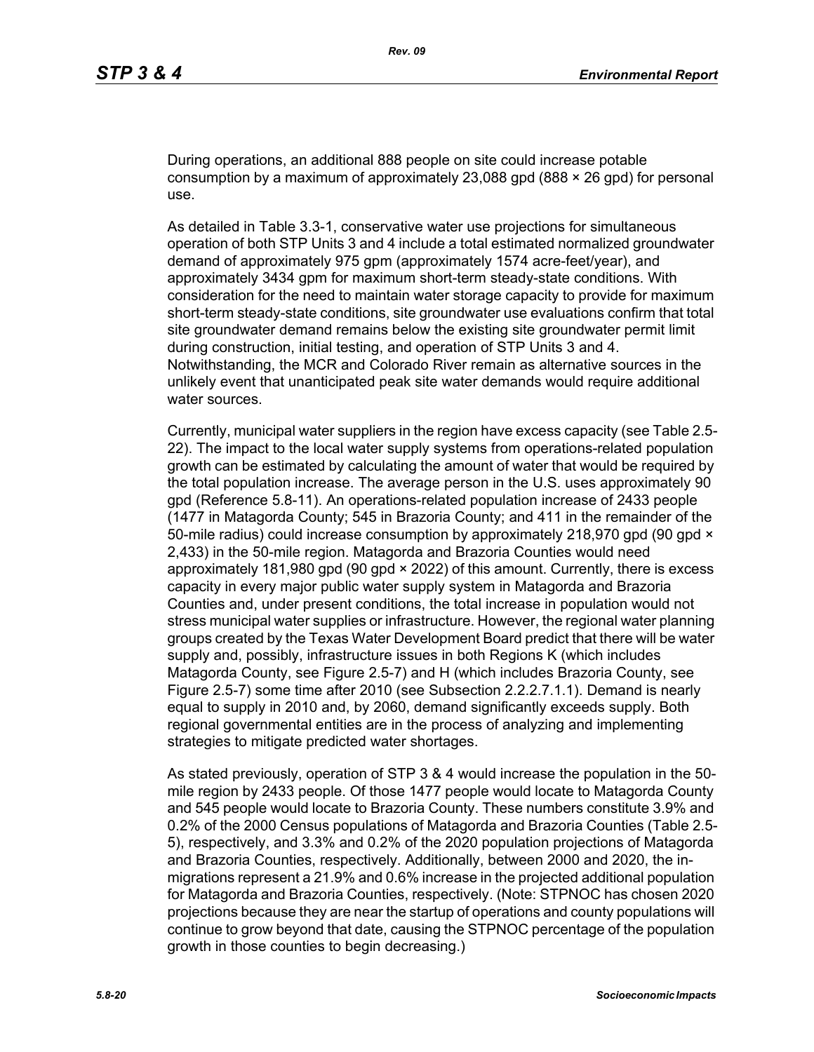During operations, an additional 888 people on site could increase potable consumption by a maximum of approximately 23,088 gpd (888 × 26 gpd) for personal use.

As detailed in Table 3.3-1, conservative water use projections for simultaneous operation of both STP Units 3 and 4 include a total estimated normalized groundwater demand of approximately 975 gpm (approximately 1574 acre-feet/year), and approximately 3434 gpm for maximum short-term steady-state conditions. With consideration for the need to maintain water storage capacity to provide for maximum short-term steady-state conditions, site groundwater use evaluations confirm that total site groundwater demand remains below the existing site groundwater permit limit during construction, initial testing, and operation of STP Units 3 and 4. Notwithstanding, the MCR and Colorado River remain as alternative sources in the unlikely event that unanticipated peak site water demands would require additional water sources.

Currently, municipal water suppliers in the region have excess capacity (see Table 2.5-22). The impact to the local water supply systems from operations-related population growth can be estimated by calculating the amount of water that would be required by the total population increase. The average person in the U.S. uses approximately 90 gpd (Reference 5.8-11). An operations-related population increase of 2433 people (1477 in Matagorda County; 545 in Brazoria County; and 411 in the remainder of the 50-mile radius) could increase consumption by approximately 218,970 gpd (90 gpd × 2,433) in the 50-mile region. Matagorda and Brazoria Counties would need approximately 181,980 gpd (90 gpd × 2022) of this amount. Currently, there is excess capacity in every major public water supply system in Matagorda and Brazoria Counties and, under present conditions, the total increase in population would not stress municipal water supplies or infrastructure. However, the regional water planning groups created by the Texas Water Development Board predict that there will be water supply and, possibly, infrastructure issues in both Regions K (which includes Matagorda County, see Figure 2.5-7) and H (which includes Brazoria County, see Figure 2.5-7) some time after 2010 (see Subsection 2.2.2.7.1.1). Demand is nearly equal to supply in 2010 and, by 2060, demand significantly exceeds supply. Both regional governmental entities are in the process of analyzing and implementing strategies to mitigate predicted water shortages.

As stated previously, operation of STP 3 & 4 would increase the population in the 50-mile region by 2433 people. Of those 1477 people would locate to Matagorda County and 545 people would locate to Brazoria County. These numbers constitute 3.9% and 0.2% of the 2000 Census populations of Matagorda and Brazoria Counties (Table 2.5-5), respectively, and 3.3% and 0.2% of the 2020 population projections of Matagorda and Brazoria Counties, respectively. Additionally, between 2000 and 2020, the in-migrations represent a 21.9% and 0.6% increase in the projected additional population for Matagorda and Brazoria Counties, respectively. (Note: STPNOC has chosen 2020 projections because they are near the startup of operations and county populations will continue to grow beyond that date, causing the STPNOC percentage of the population growth in those counties to begin decreasing.)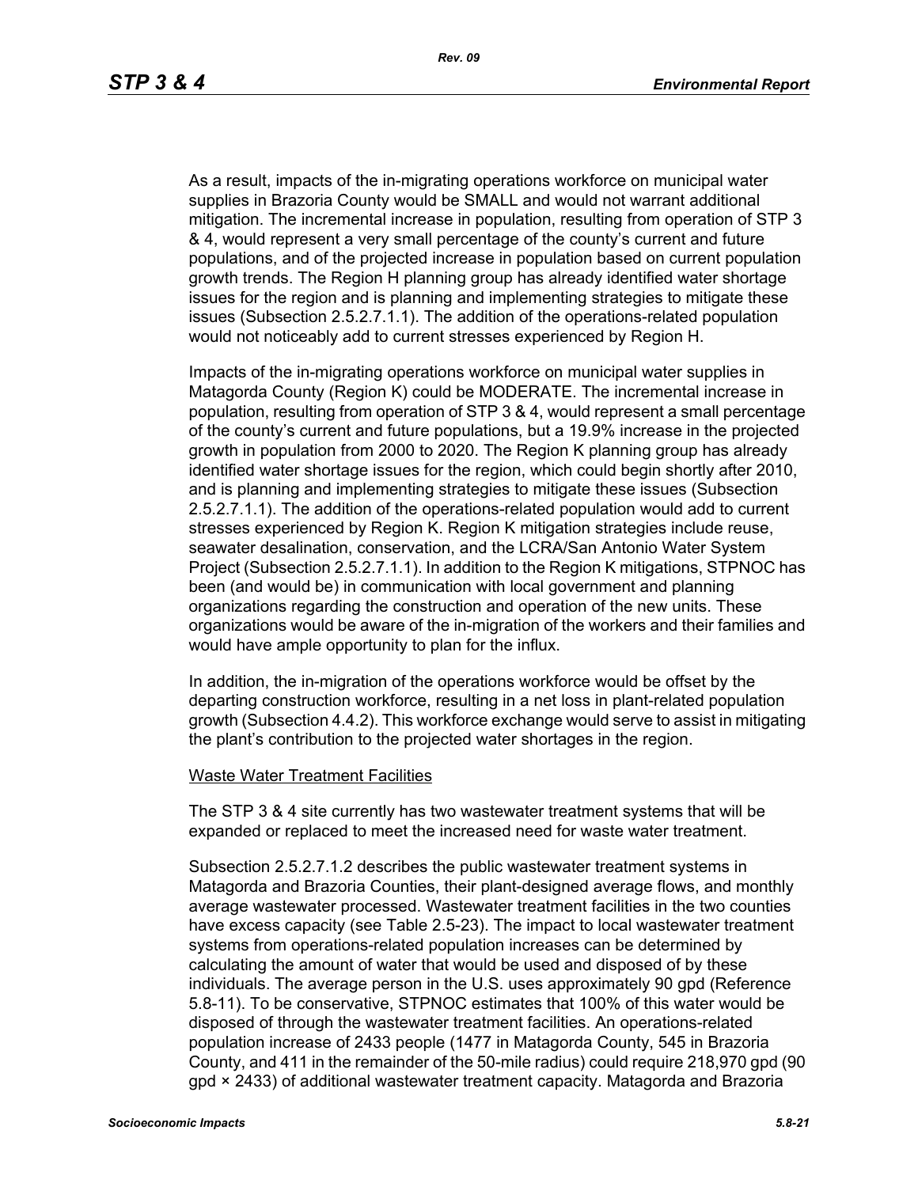As a result, impacts of the in-migrating operations workforce on municipal water supplies in Brazoria County would be SMALL and would not warrant additional mitigation. The incremental increase in population, resulting from operation of STP 3 & 4, would represent a very small percentage of the county's current and future populations, and of the projected increase in population based on current population growth trends. The Region H planning group has already identified water shortage issues for the region and is planning and implementing strategies to mitigate these issues (Subsection 2.5.2.7.1.1). The addition of the operations-related population would not noticeably add to current stresses experienced by Region H.

Impacts of the in-migrating operations workforce on municipal water supplies in Matagorda County (Region K) could be MODERATE. The incremental increase in population, resulting from operation of STP 3 & 4, would represent a small percentage of the county's current and future populations, but a 19.9% increase in the projected growth in population from 2000 to 2020. The Region K planning group has already identified water shortage issues for the region, which could begin shortly after 2010, and is planning and implementing strategies to mitigate these issues (Subsection 2.5.2.7.1.1). The addition of the operations-related population would add to current stresses experienced by Region K. Region K mitigation strategies include reuse, seawater desalination, conservation, and the LCRA/San Antonio Water System Project (Subsection 2.5.2.7.1.1). In addition to the Region K mitigations, STPNOC has been (and would be) in communication with local government and planning organizations regarding the construction and operation of the new units. These organizations would be aware of the in-migration of the workers and their families and would have ample opportunity to plan for the influx.

In addition, the in-migration of the operations workforce would be offset by the departing construction workforce, resulting in a net loss in plant-related population growth (Subsection 4.4.2). This workforce exchange would serve to assist in mitigating the plant's contribution to the projected water shortages in the region.

Waste Water Treatment Facilities

The STP 3 & 4 site currently has two wastewater treatment systems that will be expanded or replaced to meet the increased need for waste water treatment.

Subsection 2.5.2.7.1.2 describes the public wastewater treatment systems in Matagorda and Brazoria Counties, their plant-designed average flows, and monthly average wastewater processed. Wastewater treatment facilities in the two counties have excess capacity (see Table 2.5-23). The impact to local wastewater treatment systems from operations-related population increases can be determined by calculating the amount of water that would be used and disposed of by these individuals. The average person in the U.S. uses approximately 90 gpd (Reference 5.8-11). To be conservative, STPNOC estimates that 100% of this water would be disposed of through the wastewater treatment facilities. An operations-related population increase of 2433 people (1477 in Matagorda County, 545 in Brazoria County, and 411 in the remainder of the 50-mile radius) could require 218,970 gpd (90 gpd × 2433) of additional wastewater treatment capacity. Matagorda and Brazoria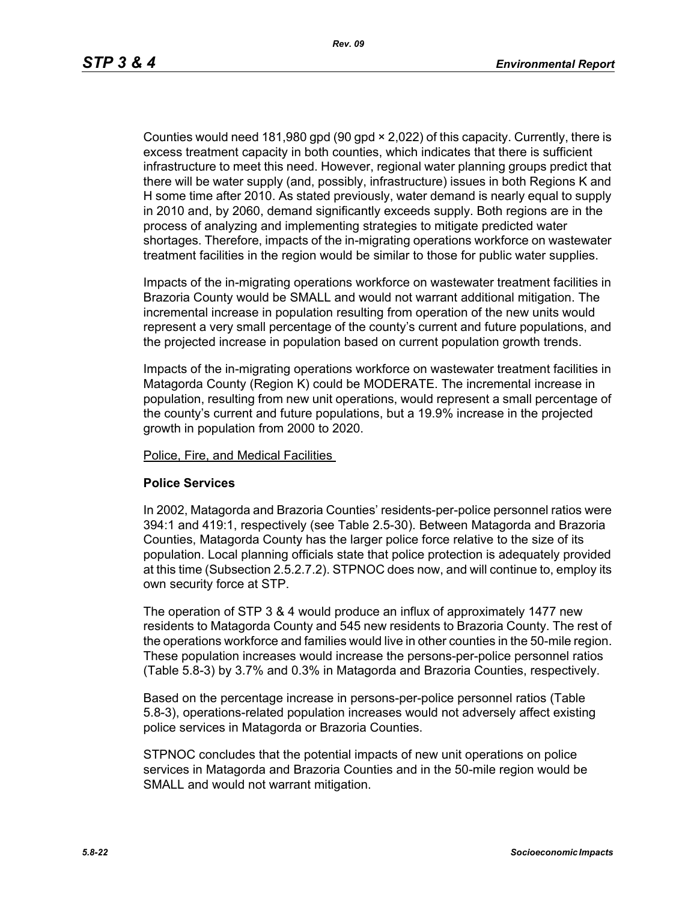Counties would need 181,980 gpd (90 gpd × 2,022) of this capacity. Currently, there is excess treatment capacity in both counties, which indicates that there is sufficient infrastructure to meet this need. However, regional water planning groups predict that there will be water supply (and, possibly, infrastructure) issues in both Regions K and H some time after 2010. As stated previously, water demand is nearly equal to supply in 2010 and, by 2060, demand significantly exceeds supply. Both regions are in the process of analyzing and implementing strategies to mitigate predicted water shortages. Therefore, impacts of the in-migrating operations workforce on wastewater treatment facilities in the region would be similar to those for public water supplies.

Impacts of the in-migrating operations workforce on wastewater treatment facilities in Brazoria County would be SMALL and would not warrant additional mitigation. The incremental increase in population resulting from operation of the new units would represent a very small percentage of the county's current and future populations, and the projected increase in population based on current population growth trends.

Impacts of the in-migrating operations workforce on wastewater treatment facilities in Matagorda County (Region K) could be MODERATE. The incremental increase in population, resulting from new unit operations, would represent a small percentage of the county's current and future populations, but a 19.9% increase in the projected growth in population from 2000 to 2020.

Police, Fire, and Medical Facilities

**Police Services**

In 2002, Matagorda and Brazoria Counties' residents-per-police personnel ratios were 394:1 and 419:1, respectively (see Table 2.5-30). Between Matagorda and Brazoria Counties, Matagorda County has the larger police force relative to the size of its population. Local planning officials state that police protection is adequately provided at this time (Subsection 2.5.2.7.2). STPNOC does now, and will continue to, employ its own security force at STP.

The operation of STP 3 & 4 would produce an influx of approximately 1477 new residents to Matagorda County and 545 new residents to Brazoria County. The rest of the operations workforce and families would live in other counties in the 50-mile region. These population increases would increase the persons-per-police personnel ratios (Table 5.8-3) by 3.7% and 0.3% in Matagorda and Brazoria Counties, respectively.

Based on the percentage increase in persons-per-police personnel ratios (Table 5.8-3), operations-related population increases would not adversely affect existing police services in Matagorda or Brazoria Counties.

STPNOC concludes that the potential impacts of new unit operations on police services in Matagorda and Brazoria Counties and in the 50-mile region would be SMALL and would not warrant mitigation.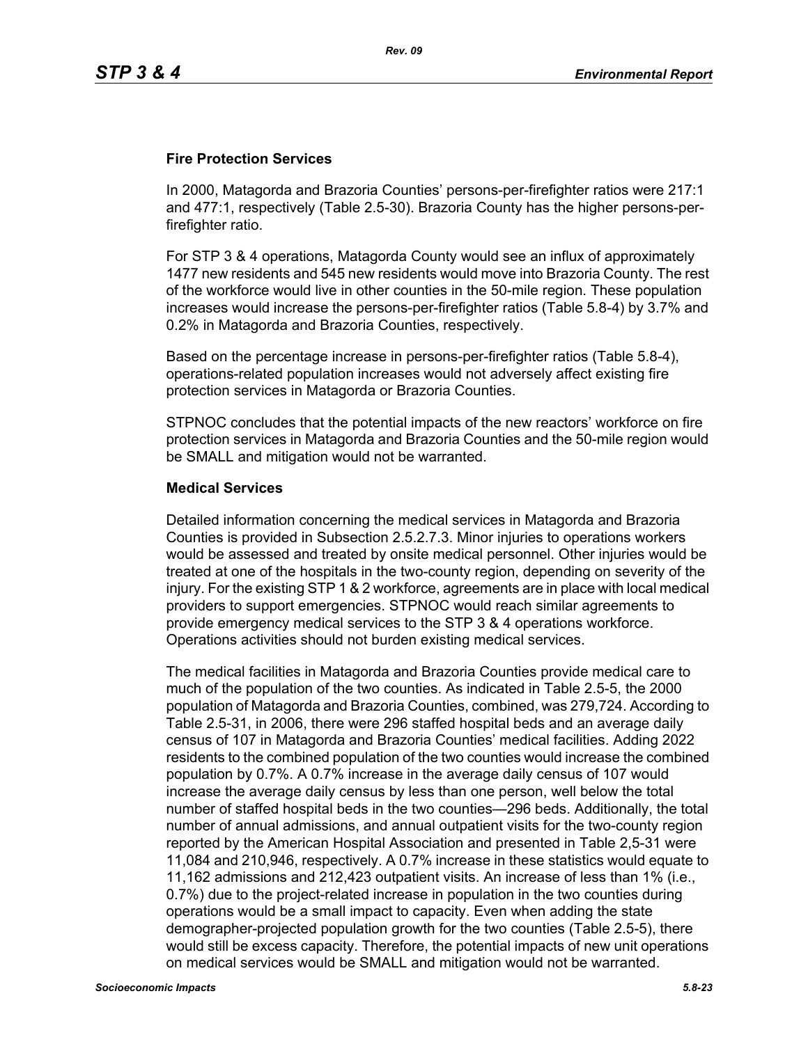### Fire Protection Services

In 2000, Matagorda and Brazoria Counties' persons-per-firefighter ratios were 217:1 and 477:1, respectively (Table 2.5-30). Brazoria County has the higher persons-per-firefighter ratio.

For STP 3 & 4 operations, Matagorda County would see an influx of approximately 1477 new residents and 545 new residents would move into Brazoria County. The rest of the workforce would live in other counties in the 50-mile region. These population increases would increase the persons-per-firefighter ratios (Table 5.8-4) by 3.7% and 0.2% in Matagorda and Brazoria Counties, respectively.

Based on the percentage increase in persons-per-firefighter ratios (Table 5.8-4), operations-related population increases would not adversely affect existing fire protection services in Matagorda or Brazoria Counties.

STPNOC concludes that the potential impacts of the new reactors' workforce on fire protection services in Matagorda and Brazoria Counties and the 50-mile region would be SMALL and mitigation would not be warranted.

### Medical Services

Detailed information concerning the medical services in Matagorda and Brazoria Counties is provided in Subsection 2.5.2.7.3. Minor injuries to operations workers would be assessed and treated by onsite medical personnel. Other injuries would be treated at one of the hospitals in the two-county region, depending on severity of the injury. For the existing STP 1 & 2 workforce, agreements are in place with local medical providers to support emergencies. STPNOC would reach similar agreements to provide emergency medical services to the STP 3 & 4 operations workforce. Operations activities should not burden existing medical services.

The medical facilities in Matagorda and Brazoria Counties provide medical care to much of the population of the two counties. As indicated in Table 2.5-5, the 2000 population of Matagorda and Brazoria Counties, combined, was 279,724. According to Table 2.5-31, in 2006, there were 296 staffed hospital beds and an average daily census of 107 in Matagorda and Brazoria Counties' medical facilities. Adding 2022 residents to the combined population of the two counties would increase the combined population by 0.7%. A 0.7% increase in the average daily census of 107 would increase the average daily census by less than one person, well below the total number of staffed hospital beds in the two counties—296 beds. Additionally, the total number of annual admissions, and annual outpatient visits for the two-county region reported by the American Hospital Association and presented in Table 2,5-31 were 11,084 and 210,946, respectively. A 0.7% increase in these statistics would equate to 11,162 admissions and 212,423 outpatient visits. An increase of less than 1% (i.e., 0.7%) due to the project-related increase in population in the two counties during operations would be a small impact to capacity. Even when adding the state demographer-projected population growth for the two counties (Table 2.5-5), there would still be excess capacity. Therefore, the potential impacts of new unit operations on medical services would be SMALL and mitigation would not be warranted.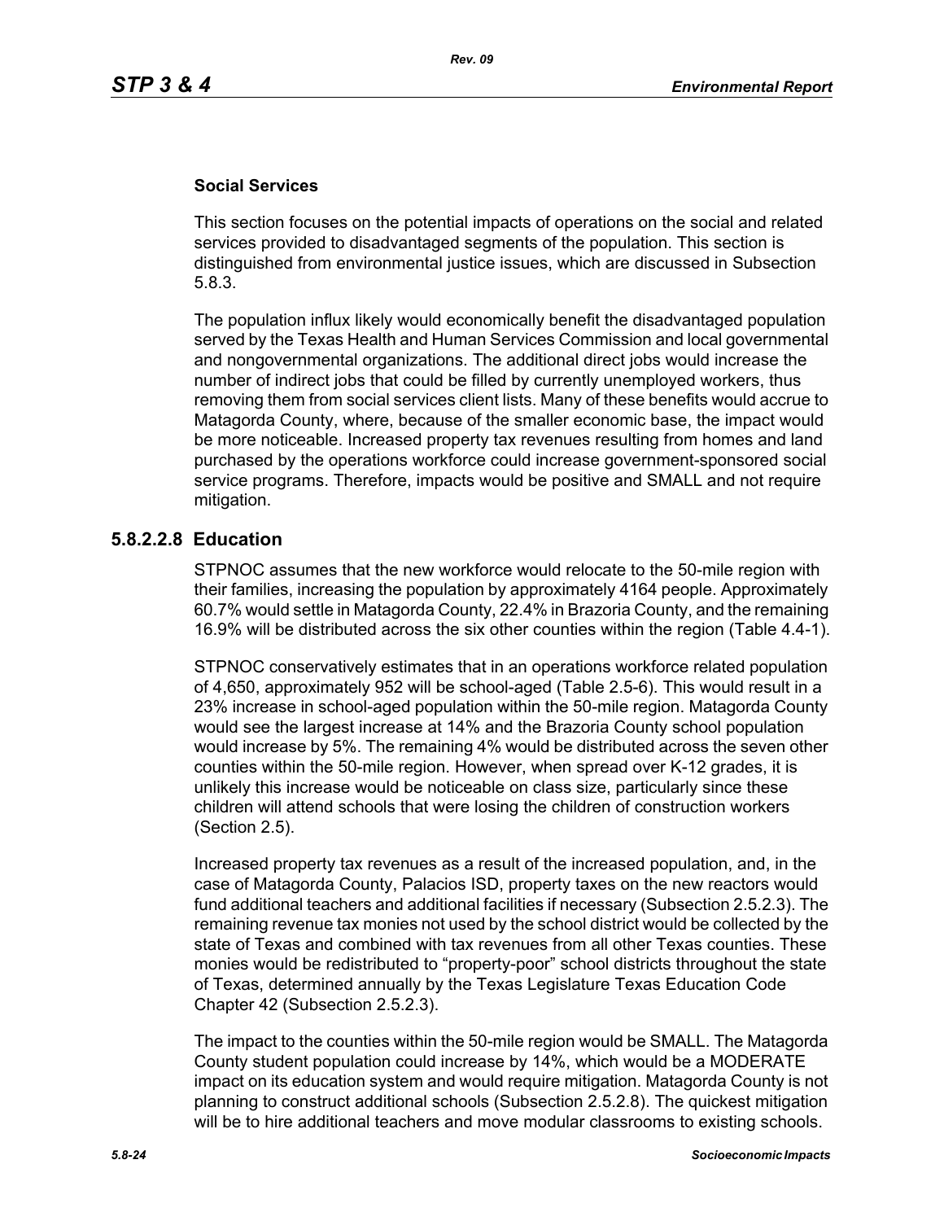**Social Services**

This section focuses on the potential impacts of operations on the social and related services provided to disadvantaged segments of the population. This section is distinguished from environmental justice issues, which are discussed in Subsection 5.8.3.

The population influx likely would economically benefit the disadvantaged population served by the Texas Health and Human Services Commission and local governmental and nongovernmental organizations. The additional direct jobs would increase the number of indirect jobs that could be filled by currently unemployed workers, thus removing them from social services client lists. Many of these benefits would accrue to Matagorda County, where, because of the smaller economic base, the impact would be more noticeable. Increased property tax revenues resulting from homes and land purchased by the operations workforce could increase government-sponsored social service programs. Therefore, impacts would be positive and SMALL and not require mitigation.

### 5.8.2.2.8 Education

STPNOC assumes that the new workforce would relocate to the 50-mile region with their families, increasing the population by approximately 4164 people. Approximately 60.7% would settle in Matagorda County, 22.4% in Brazoria County, and the remaining 16.9% will be distributed across the six other counties within the region (Table 4.4-1).

STPNOC conservatively estimates that in an operations workforce related population of 4,650, approximately 952 will be school-aged (Table 2.5-6). This would result in a 23% increase in school-aged population within the 50-mile region. Matagorda County would see the largest increase at 14% and the Brazoria County school population would increase by 5%. The remaining 4% would be distributed across the seven other counties within the 50-mile region. However, when spread over K-12 grades, it is unlikely this increase would be noticeable on class size, particularly since these children will attend schools that were losing the children of construction workers (Section 2.5).

Increased property tax revenues as a result of the increased population, and, in the case of Matagorda County, Palacios ISD, property taxes on the new reactors would fund additional teachers and additional facilities if necessary (Subsection 2.5.2.3). The remaining revenue tax monies not used by the school district would be collected by the state of Texas and combined with tax revenues from all other Texas counties. These monies would be redistributed to "property-poor" school districts throughout the state of Texas, determined annually by the Texas Legislature Texas Education Code Chapter 42 (Subsection 2.5.2.3).

The impact to the counties within the 50-mile region would be SMALL. The Matagorda County student population could increase by 14%, which would be a MODERATE impact on its education system and would require mitigation. Matagorda County is not planning to construct additional schools (Subsection 2.5.2.8). The quickest mitigation will be to hire additional teachers and move modular classrooms to existing schools.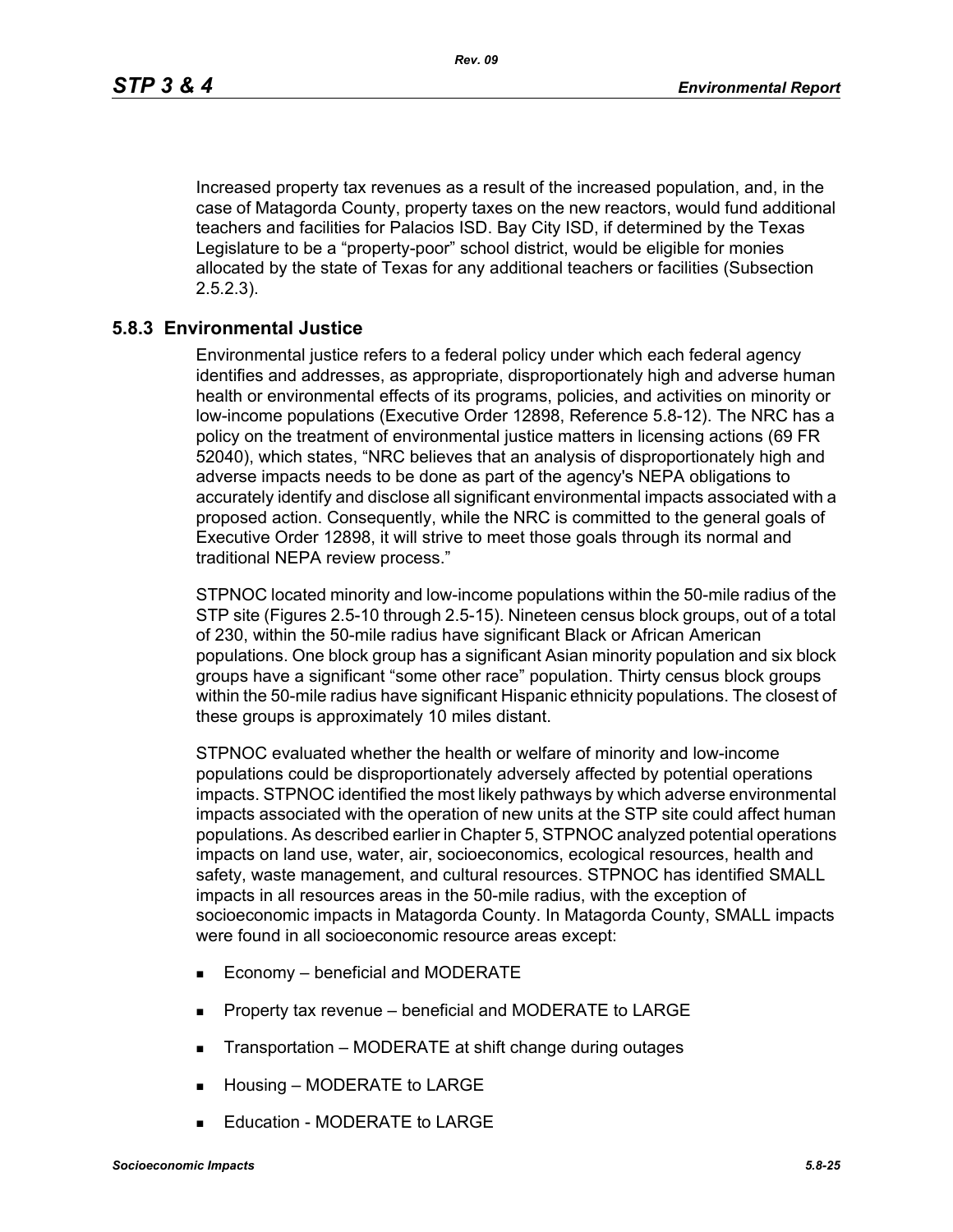Increased property tax revenues as a result of the increased population, and, in the case of Matagorda County, property taxes on the new reactors, would fund additional teachers and facilities for Palacios ISD. Bay City ISD, if determined by the Texas Legislature to be a "property-poor" school district, would be eligible for monies allocated by the state of Texas for any additional teachers or facilities (Subsection 2.5.2.3).

### 5.8.3 Environmental Justice

Environmental justice refers to a federal policy under which each federal agency identifies and addresses, as appropriate, disproportionately high and adverse human health or environmental effects of its programs, policies, and activities on minority or low-income populations (Executive Order 12898, Reference 5.8-12). The NRC has a policy on the treatment of environmental justice matters in licensing actions (69 FR 52040), which states, "NRC believes that an analysis of disproportionately high and adverse impacts needs to be done as part of the agency's NEPA obligations to accurately identify and disclose all significant environmental impacts associated with a proposed action. Consequently, while the NRC is committed to the general goals of Executive Order 12898, it will strive to meet those goals through its normal and traditional NEPA review process."

STPNOC located minority and low-income populations within the 50-mile radius of the STP site (Figures 2.5-10 through 2.5-15). Nineteen census block groups, out of a total of 230, within the 50-mile radius have significant Black or African American populations. One block group has a significant Asian minority population and six block groups have a significant "some other race" population. Thirty census block groups within the 50-mile radius have significant Hispanic ethnicity populations. The closest of these groups is approximately 10 miles distant.

STPNOC evaluated whether the health or welfare of minority and low-income populations could be disproportionately adversely affected by potential operations impacts. STPNOC identified the most likely pathways by which adverse environmental impacts associated with the operation of new units at the STP site could affect human populations. As described earlier in Chapter 5, STPNOC analyzed potential operations impacts on land use, water, air, socioeconomics, ecological resources, health and safety, waste management, and cultural resources. STPNOC has identified SMALL impacts in all resources areas in the 50-mile radius, with the exception of socioeconomic impacts in Matagorda County. In Matagorda County, SMALL impacts were found in all socioeconomic resource areas except:

- Economy – beneficial and MODERATE
- Property tax revenue – beneficial and MODERATE to LARGE
- Transportation – MODERATE at shift change during outages
- Housing – MODERATE to LARGE
- Education - MODERATE to LARGE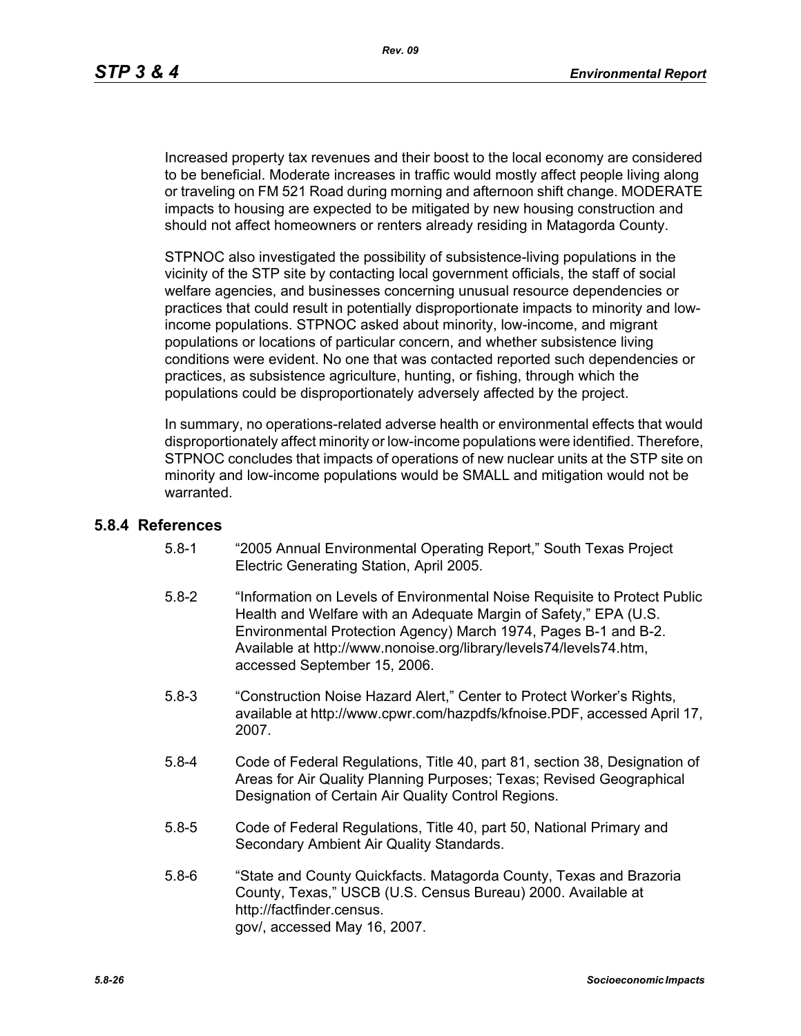Increased property tax revenues and their boost to the local economy are considered to be beneficial. Moderate increases in traffic would mostly affect people living along or traveling on FM 521 Road during morning and afternoon shift change. MODERATE impacts to housing are expected to be mitigated by new housing construction and should not affect homeowners or renters already residing in Matagorda County.

STPNOC also investigated the possibility of subsistence-living populations in the vicinity of the STP site by contacting local government officials, the staff of social welfare agencies, and businesses concerning unusual resource dependencies or practices that could result in potentially disproportionate impacts to minority and low-income populations. STPNOC asked about minority, low-income, and migrant populations or locations of particular concern, and whether subsistence living conditions were evident. No one that was contacted reported such dependencies or practices, as subsistence agriculture, hunting, or fishing, through which the populations could be disproportionately adversely affected by the project.

In summary, no operations-related adverse health or environmental effects that would disproportionately affect minority or low-income populations were identified. Therefore, STPNOC concludes that impacts of operations of new nuclear units at the STP site on minority and low-income populations would be SMALL and mitigation would not be warranted.

## 5.8.4 References

5.8-1 "2005 Annual Environmental Operating Report," South Texas Project Electric Generating Station, April 2005.

5.8-2 "Information on Levels of Environmental Noise Requisite to Protect Public Health and Welfare with an Adequate Margin of Safety," EPA (U.S. Environmental Protection Agency) March 1974, Pages B-1 and B-2. Available at http://www.nonoise.org/library/levels74/levels74.htm, accessed September 15, 2006.

5.8-3 "Construction Noise Hazard Alert," Center to Protect Worker's Rights, available at http://www.cpwr.com/hazpdfs/kfnoise.PDF, accessed April 17, 2007.

5.8-4 Code of Federal Regulations, Title 40, part 81, section 38, Designation of Areas for Air Quality Planning Purposes; Texas; Revised Geographical Designation of Certain Air Quality Control Regions.

5.8-5 Code of Federal Regulations, Title 40, part 50, National Primary and Secondary Ambient Air Quality Standards.

5.8-6 "State and County Quickfacts. Matagorda County, Texas and Brazoria County, Texas," USCB (U.S. Census Bureau) 2000. Available at http://factfinder.census.gov/, accessed May 16, 2007.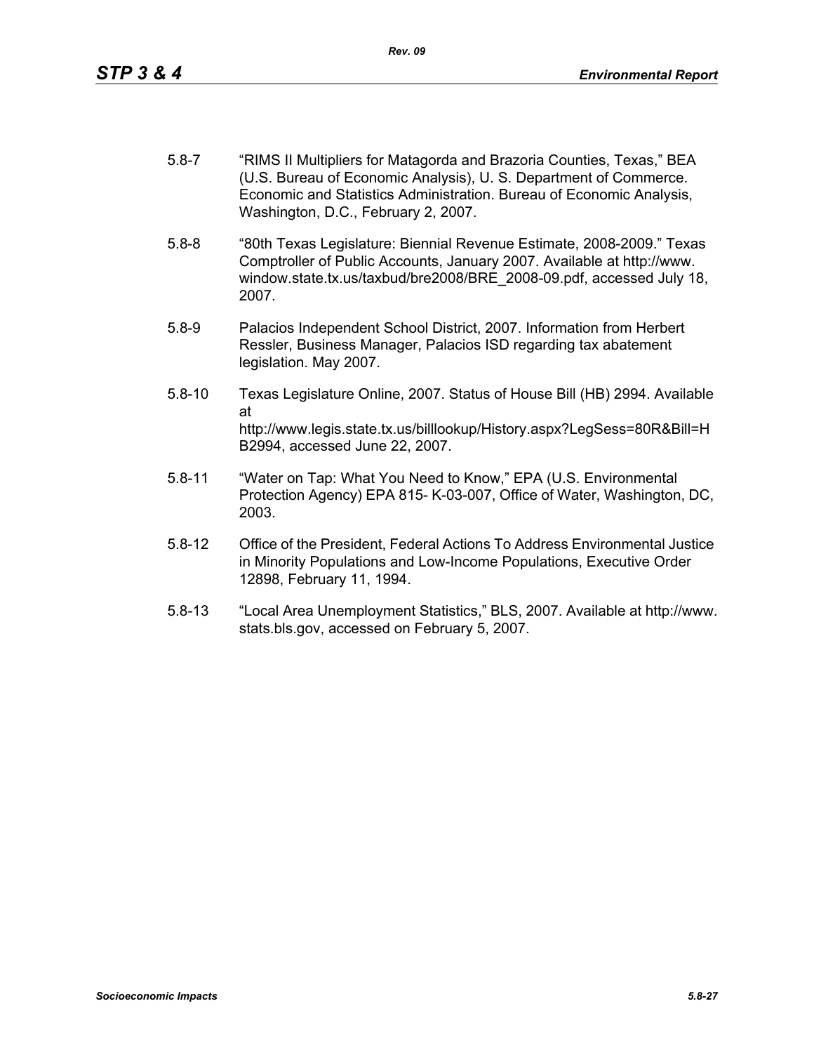5.8-7 "RIMS II Multipliers for Matagorda and Brazoria Counties, Texas," BEA (U.S. Bureau of Economic Analysis), U. S. Department of Commerce. Economic and Statistics Administration. Bureau of Economic Analysis, Washington, D.C., February 2, 2007.

5.8-8 "80th Texas Legislature: Biennial Revenue Estimate, 2008-2009." Texas Comptroller of Public Accounts, January 2007. Available at http://www.window.state.tx.us/taxbud/bre2008/BRE_2008-09.pdf, accessed July 18, 2007.

5.8-9 Palacios Independent School District, 2007. Information from Herbert Ressler, Business Manager, Palacios ISD regarding tax abatement legislation. May 2007.

5.8-10 Texas Legislature Online, 2007. Status of House Bill (HB) 2994. Available at http://www.legis.state.tx.us/billlookup/History.aspx?LegSess=80R&Bill=HB2994, accessed June 22, 2007.

5.8-11 "Water on Tap: What You Need to Know," EPA (U.S. Environmental Protection Agency) EPA 815- K-03-007, Office of Water, Washington, DC, 2003.

5.8-12 Office of the President, Federal Actions To Address Environmental Justice in Minority Populations and Low-Income Populations, Executive Order 12898, February 11, 1994.

5.8-13 "Local Area Unemployment Statistics," BLS, 2007. Available at http://www.stats.bls.gov, accessed on February 5, 2007.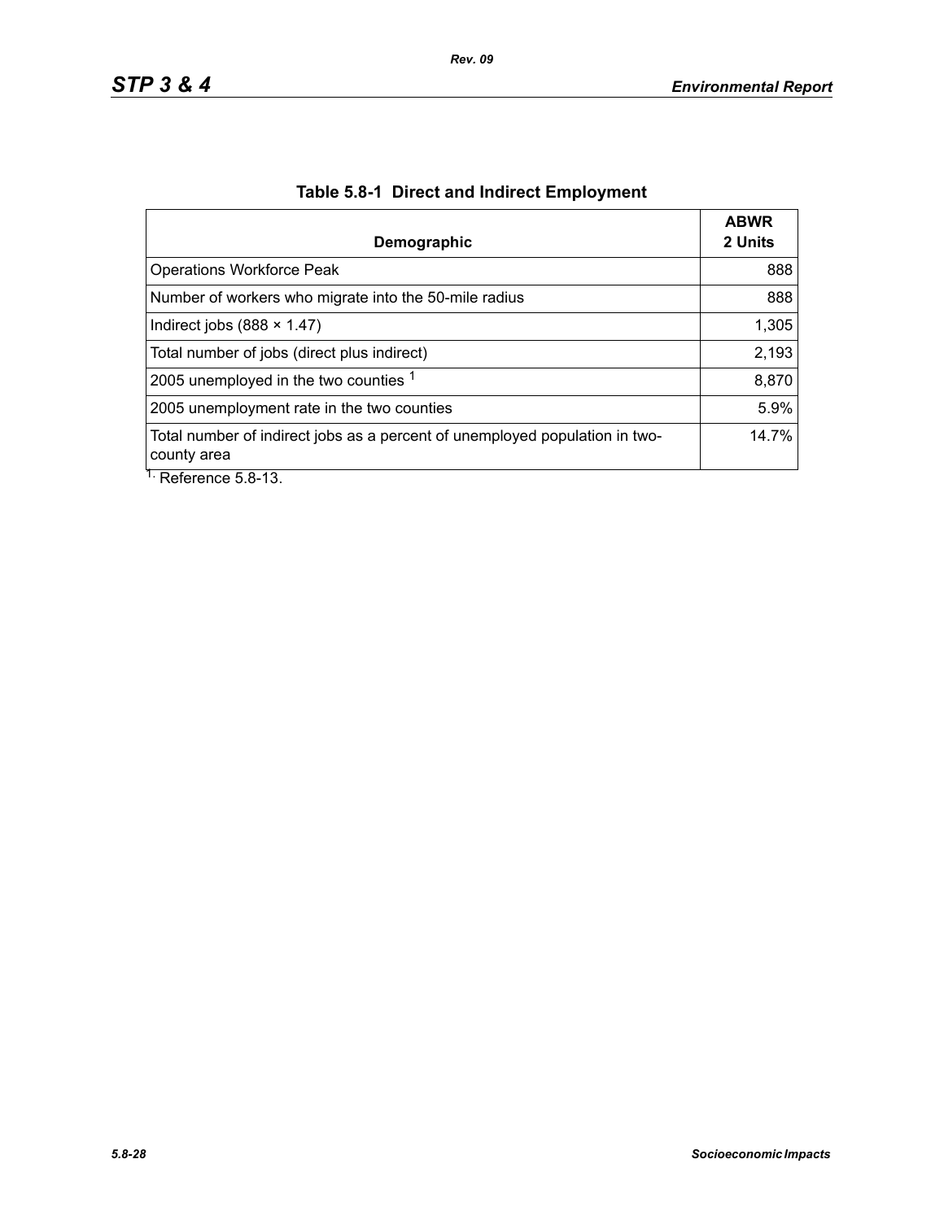**Table 5.8-1 Direct and Indirect Employment**

| Demographic | ABWR 2 Units |
|---|---|
| Operations Workforce Peak | 888 |
| Number of workers who migrate into the 50-mile radius | 888 |
| Indirect jobs (888 × 1.47) | 1,305 |
| Total number of jobs (direct plus indirect) | 2,193 |
| 2005 unemployed in the two counties [1] | 8,870 |
| 2005 unemployment rate in the two counties | 5.9% |
| Total number of indirect jobs as a percent of unemployed population in two-county area | 14.7% |

[1]. Reference 5.8-13.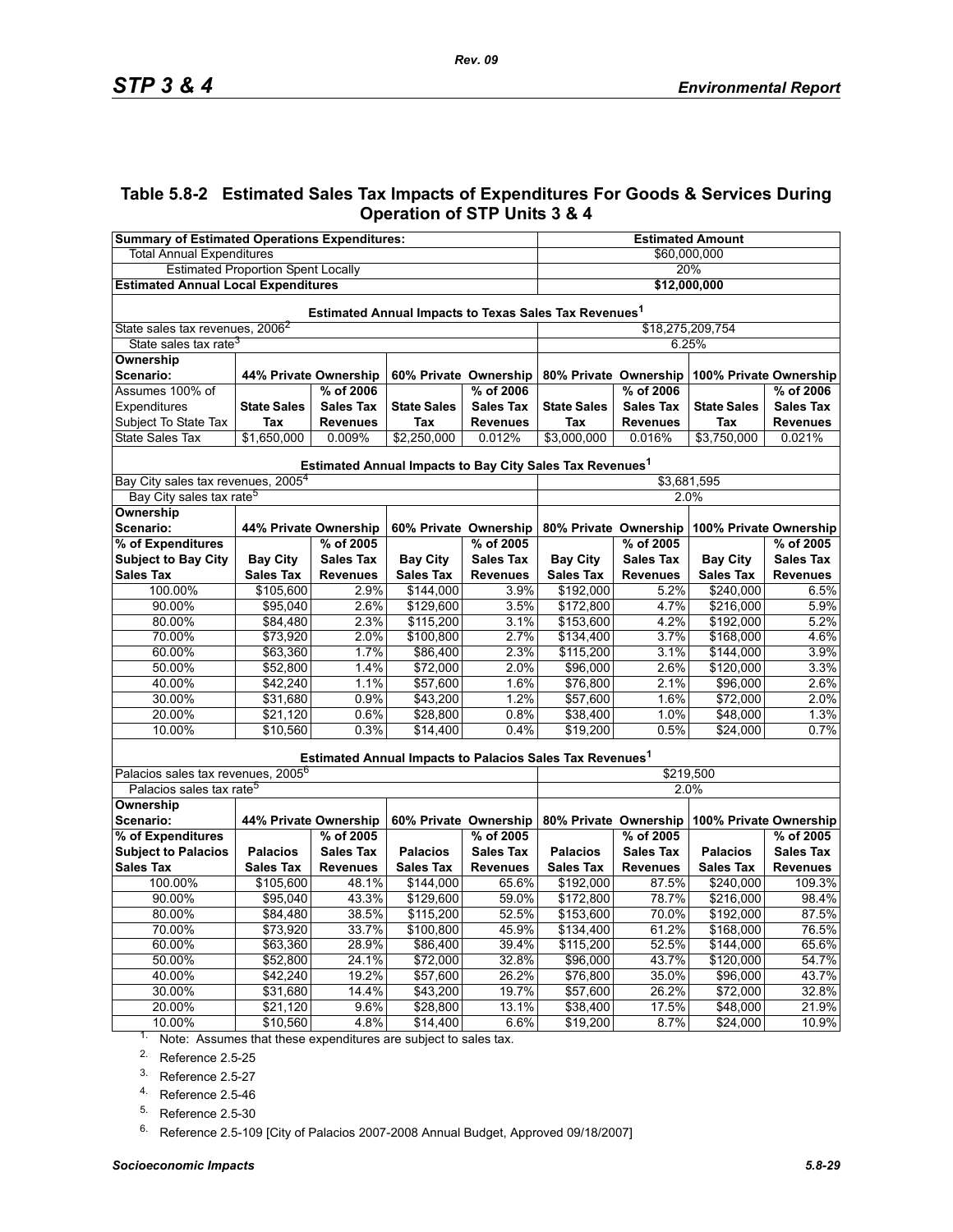## Table 5.8-2 Estimated Sales Tax Impacts of Expenditures For Goods & Services During Operation of STP Units 3 & 4

| Summary of Estimated Operations Expenditures: | | | | | Estimated Amount | | | |
|---|---|---|---|---|---|---|---|---|
| Total Annual Expenditures | | | | | $60,000,000 | | | |
| Estimated Proportion Spent Locally | | | | | 20% | | | |
| **Estimated Annual Local Expenditures** | | | | | **$12,000,000** | | | |
| **Estimated Annual Impacts to Texas Sales Tax Revenues[1]** | | | | | | | | |
| State sales tax revenues, 2006[2] | | | | | $18,275,209,754 | | | |
| State sales tax rate[3] | | | | | 6.25% | | | |
| **Ownership Scenario:** | **44% Private Ownership** | | **60% Private Ownership** | | **80% Private Ownership** | | **100% Private Ownership** | |
| Assumes 100% of Expenditures Subject To State Tax | **State Sales Tax** | **% of 2006 Sales Tax Revenues** | **State Sales Tax** | **% of 2006 Sales Tax Revenues** | **State Sales Tax** | **% of 2006 Sales Tax Revenues** | **State Sales Tax** | **% of 2006 Sales Tax Revenues** |
| State Sales Tax | $1,650,000 | 0.009% | $2,250,000 | 0.012% | $3,000,000 | 0.016% | $3,750,000 | 0.021% |
| **Estimated Annual Impacts to Bay City Sales Tax Revenues[1]** | | | | | | | | |
| Bay City sales tax revenues, 2005[4] | | | | | $3,681,595 | | | |
| Bay City sales tax rate[5] | | | | | 2.0% | | | |
| **Ownership Scenario:** | **44% Private Ownership** | | **60% Private Ownership** | | **80% Private Ownership** | | **100% Private Ownership** | |
| **% of Expenditures Subject to Bay City Sales Tax** | **Bay City Sales Tax** | **% of 2005 Sales Tax Revenues** | **Bay City Sales Tax** | **% of 2005 Sales Tax Revenues** | **Bay City Sales Tax** | **% of 2005 Sales Tax Revenues** | **Bay City Sales Tax** | **% of 2005 Sales Tax Revenues** |
| 100.00% | $105,600 | 2.9% | $144,000 | 3.9% | $192,000 | 5.2% | $240,000 | 6.5% |
| 90.00% | $95,040 | 2.6% | $129,600 | 3.5% | $172,800 | 4.7% | $216,000 | 5.9% |
| 80.00% | $84,480 | 2.3% | $115,200 | 3.1% | $153,600 | 4.2% | $192,000 | 5.2% |
| 70.00% | $73,920 | 2.0% | $100,800 | 2.7% | $134,400 | 3.7% | $168,000 | 4.6% |
| 60.00% | $63,360 | 1.7% | $86,400 | 2.3% | $115,200 | 3.1% | $144,000 | 3.9% |
| 50.00% | $52,800 | 1.4% | $72,000 | 2.0% | $96,000 | 2.6% | $120,000 | 3.3% |
| 40.00% | $42,240 | 1.1% | $57,600 | 1.6% | $76,800 | 2.1% | $96,000 | 2.6% |
| 30.00% | $31,680 | 0.9% | $43,200 | 1.2% | $57,600 | 1.6% | $72,000 | 2.0% |
| 20.00% | $21,120 | 0.6% | $28,800 | 0.8% | $38,400 | 1.0% | $48,000 | 1.3% |
| 10.00% | $10,560 | 0.3% | $14,400 | 0.4% | $19,200 | 0.5% | $24,000 | 0.7% |
| **Estimated Annual Impacts to Palacios Sales Tax Revenues[1]** | | | | | | | | |
| Palacios sales tax revenues, 2005[6] | | | | | $219,500 | | | |
| Palacios sales tax rate[5] | | | | | 2.0% | | | |
| **Ownership Scenario:** | **44% Private Ownership** | | **60% Private Ownership** | | **80% Private Ownership** | | **100% Private Ownership** | |
| **% of Expenditures Subject to Palacios Sales Tax** | **Palacios Sales Tax** | **% of 2005 Sales Tax Revenues** | **Palacios Sales Tax** | **% of 2005 Sales Tax Revenues** | **Palacios Sales Tax** | **% of 2005 Sales Tax Revenues** | **Palacios Sales Tax** | **% of 2005 Sales Tax Revenues** |
| 100.00% | $105,600 | 48.1% | $144,000 | 65.6% | $192,000 | 87.5% | $240,000 | 109.3% |
| 90.00% | $95,040 | 43.3% | $129,600 | 59.0% | $172,800 | 78.7% | $216,000 | 98.4% |
| 80.00% | $84,480 | 38.5% | $115,200 | 52.5% | $153,600 | 70.0% | $192,000 | 87.5% |
| 70.00% | $73,920 | 33.7% | $100,800 | 45.9% | $134,400 | 61.2% | $168,000 | 76.5% |
| 60.00% | $63,360 | 28.9% | $86,400 | 39.4% | $115,200 | 52.5% | $144,000 | 65.6% |
| 50.00% | $52,800 | 24.1% | $72,000 | 32.8% | $96,000 | 43.7% | $120,000 | 54.7% |
| 40.00% | $42,240 | 19.2% | $57,600 | 26.2% | $76,800 | 35.0% | $96,000 | 43.7% |
| 30.00% | $31,680 | 14.4% | $43,200 | 19.7% | $57,600 | 26.2% | $72,000 | 32.8% |
| 20.00% | $21,120 | 9.6% | $28,800 | 13.1% | $38,400 | 17.5% | $48,000 | 21.9% |
| 10.00% | $10,560 | 4.8% | $14,400 | 6.6% | $19,200 | 8.7% | $24,000 | 10.9% |

1. Note: Assumes that these expenditures are subject to sales tax.
2. Reference 2.5-25
3. Reference 2.5-27
4. Reference 2.5-46
5. Reference 2.5-30
6. Reference 2.5-109 [City of Palacios 2007-2008 Annual Budget, Approved 09/18/2007]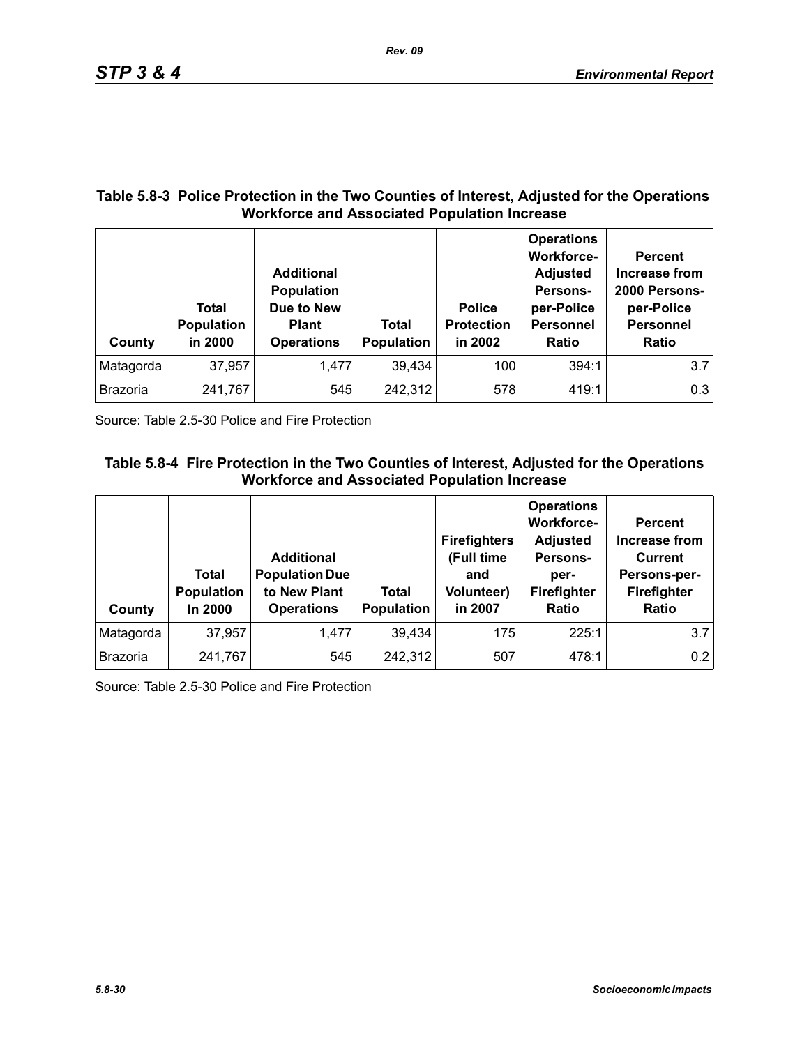**Table 5.8-3 Police Protection in the Two Counties of Interest, Adjusted for the Operations Workforce and Associated Population Increase**

| County | Total Population in 2000 | Additional Population Due to New Plant Operations | Total Population | Police Protection in 2002 | Operations Workforce-Adjusted Persons-per-Police Personnel Ratio | Percent Increase from 2000 Persons-per-Police Personnel Ratio |
|---|---|---|---|---|---|---|
| Matagorda | 37,957 | 1,477 | 39,434 | 100 | 394:1 | 3.7 |
| Brazoria | 241,767 | 545 | 242,312 | 578 | 419:1 | 0.3 |

Source: Table 2.5-30 Police and Fire Protection

**Table 5.8-4 Fire Protection in the Two Counties of Interest, Adjusted for the Operations Workforce and Associated Population Increase**

| County | Total Population In 2000 | Additional Population Due to New Plant Operations | Total Population | Firefighters (Full time and Volunteer) in 2007 | Operations Workforce-Adjusted Persons-per-Firefighter Ratio | Percent Increase from Current Persons-per-Firefighter Ratio |
|---|---|---|---|---|---|---|
| Matagorda | 37,957 | 1,477 | 39,434 | 175 | 225:1 | 3.7 |
| Brazoria | 241,767 | 545 | 242,312 | 507 | 478:1 | 0.2 |

Source: Table 2.5-30 Police and Fire Protection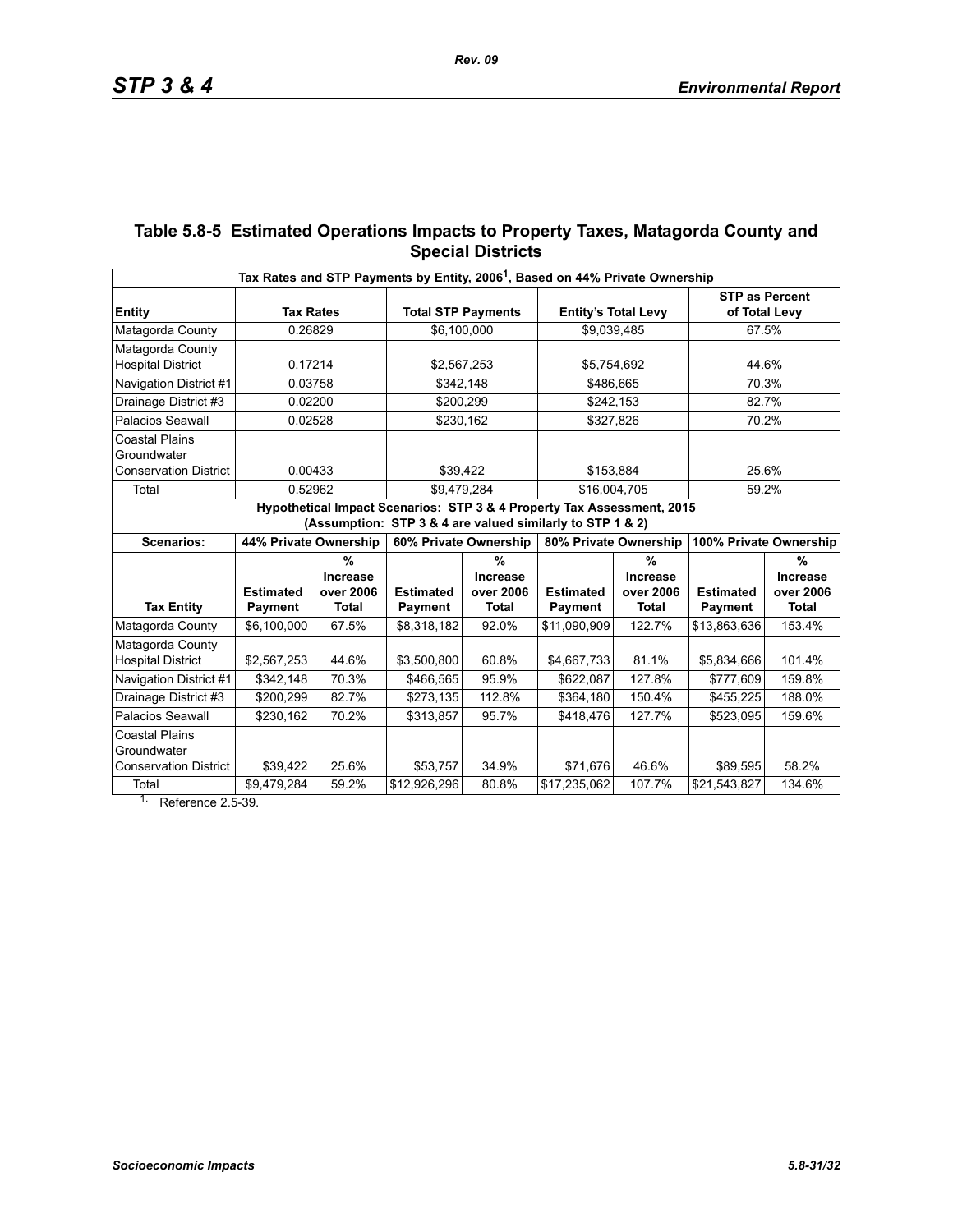## Table 5.8-5 Estimated Operations Impacts to Property Taxes, Matagorda County and Special Districts

| Tax Rates and STP Payments by Entity, 2006[1], Based on 44% Private Ownership | | | | |
|---|---|---|---|---|
| **Entity** | **Tax Rates** | **Total STP Payments** | **Entity's Total Levy** | **STP as Percent of Total Levy** |
| Matagorda County | 0.26829 | $6,100,000 | $9,039,485 | 67.5% |
| Matagorda County Hospital District | 0.17214 | $2,567,253 | $5,754,692 | 44.6% |
| Navigation District #1 | 0.03758 | $342,148 | $486,665 | 70.3% |
| Drainage District #3 | 0.02200 | $200,299 | $242,153 | 82.7% |
| Palacios Seawall | 0.02528 | $230,162 | $327,826 | 70.2% |
| Coastal Plains Groundwater Conservation District | 0.00433 | $39,422 | $153,884 | 25.6% |
| Total | 0.52962 | $9,479,284 | $16,004,705 | 59.2% |

| Hypothetical Impact Scenarios: STP 3 & 4 Property Tax Assessment, 2015 (Assumption: STP 3 & 4 are valued similarly to STP 1 & 2) | | | | | | | | |
|---|---|---|---|---|---|---|---|---|
| **Scenarios:** | **44% Private Ownership** | | **60% Private Ownership** | | **80% Private Ownership** | | **100% Private Ownership** | |
| **Tax Entity** | **Estimated Payment** | **% Increase over 2006 Total** | **Estimated Payment** | **% Increase over 2006 Total** | **Estimated Payment** | **% Increase over 2006 Total** | **Estimated Payment** | **% Increase over 2006 Total** |
| Matagorda County | $6,100,000 | 67.5% | $8,318,182 | 92.0% | $11,090,909 | 122.7% | $13,863,636 | 153.4% |
| Matagorda County Hospital District | $2,567,253 | 44.6% | $3,500,800 | 60.8% | $4,667,733 | 81.1% | $5,834,666 | 101.4% |
| Navigation District #1 | $342,148 | 70.3% | $466,565 | 95.9% | $622,087 | 127.8% | $777,609 | 159.8% |
| Drainage District #3 | $200,299 | 82.7% | $273,135 | 112.8% | $364,180 | 150.4% | $455,225 | 188.0% |
| Palacios Seawall | $230,162 | 70.2% | $313,857 | 95.7% | $418,476 | 127.7% | $523,095 | 159.6% |
| Coastal Plains Groundwater Conservation District | $39,422 | 25.6% | $53,757 | 34.9% | $71,676 | 46.6% | $89,595 | 58.2% |
| Total | $9,479,284 | 59.2% | $12,926,296 | 80.8% | $17,235,062 | 107.7% | $21,543,827 | 134.6% |

1. Reference 2.5-39.